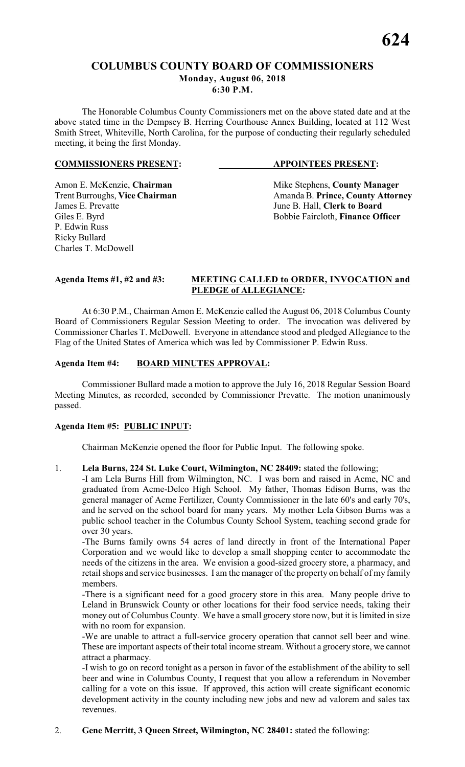# COLUMBUS COUNTY BOARD OF COMMISSIONERS

**Monday, August 06, 2018**
**6:30 P.M.**

The Honorable Columbus County Commissioners met on the above stated date and at the above stated time in the Dempsey B. Herring Courthouse Annex Building, located at 112 West Smith Street, Whiteville, North Carolina, for the purpose of conducting their regularly scheduled meeting, it being the first Monday.

| **COMMISSIONERS PRESENT:** | **APPOINTEES PRESENT:** |
|---|---|
| Amon E. McKenzie, **Chairman** | Mike Stephens, **County Manager** |
| Trent Burroughs, **Vice Chairman** | Amanda B. **Prince, County Attorney** |
| James E. Prevatte | June B. Hall, **Clerk to Board** |
| Giles E. Byrd | Bobbie Faircloth, **Finance Officer** |
| P. Edwin Russ | |
| Ricky Bullard | |
| Charles T. McDowell | |

**Agenda Items #1, #2 and #3:** **MEETING CALLED to ORDER, INVOCATION and PLEDGE of ALLEGIANCE:**

At 6:30 P.M., Chairman Amon E. McKenzie called the August 06, 2018 Columbus County Board of Commissioners Regular Session Meeting to order. The invocation was delivered by Commissioner Charles T. McDowell. Everyone in attendance stood and pledged Allegiance to the Flag of the United States of America which was led by Commissioner P. Edwin Russ.

**Agenda Item #4:** **BOARD MINUTES APPROVAL:**

Commissioner Bullard made a motion to approve the July 16, 2018 Regular Session Board Meeting Minutes, as recorded, seconded by Commissioner Prevatte. The motion unanimously passed.

**Agenda Item #5: PUBLIC INPUT:**

Chairman McKenzie opened the floor for Public Input. The following spoke.

1. **Lela Burns, 224 St. Luke Court, Wilmington, NC 28409:** stated the following;

   -I am Lela Burns Hill from Wilmington, NC. I was born and raised in Acme, NC and graduated from Acme-Delco High School. My father, Thomas Edison Burns, was the general manager of Acme Fertilizer, County Commissioner in the late 60's and early 70's, and he served on the school board for many years. My mother Lela Gibson Burns was a public school teacher in the Columbus County School System, teaching second grade for over 30 years.

   -The Burns family owns 54 acres of land directly in front of the International Paper Corporation and we would like to develop a small shopping center to accommodate the needs of the citizens in the area. We envision a good-sized grocery store, a pharmacy, and retail shops and service businesses. I am the manager of the property on behalf of my family members.

   -There is a significant need for a good grocery store in this area. Many people drive to Leland in Brunswick County or other locations for their food service needs, taking their money out of Columbus County. We have a small grocery store now, but it is limited in size with no room for expansion.

   -We are unable to attract a full-service grocery operation that cannot sell beer and wine. These are important aspects of their total income stream. Without a grocery store, we cannot attract a pharmacy.

   -I wish to go on record tonight as a person in favor of the establishment of the ability to sell beer and wine in Columbus County, I request that you allow a referendum in November calling for a vote on this issue. If approved, this action will create significant economic development activity in the county including new jobs and new ad valorem and sales tax revenues.

2. **Gene Merritt, 3 Queen Street, Wilmington, NC 28401:** stated the following: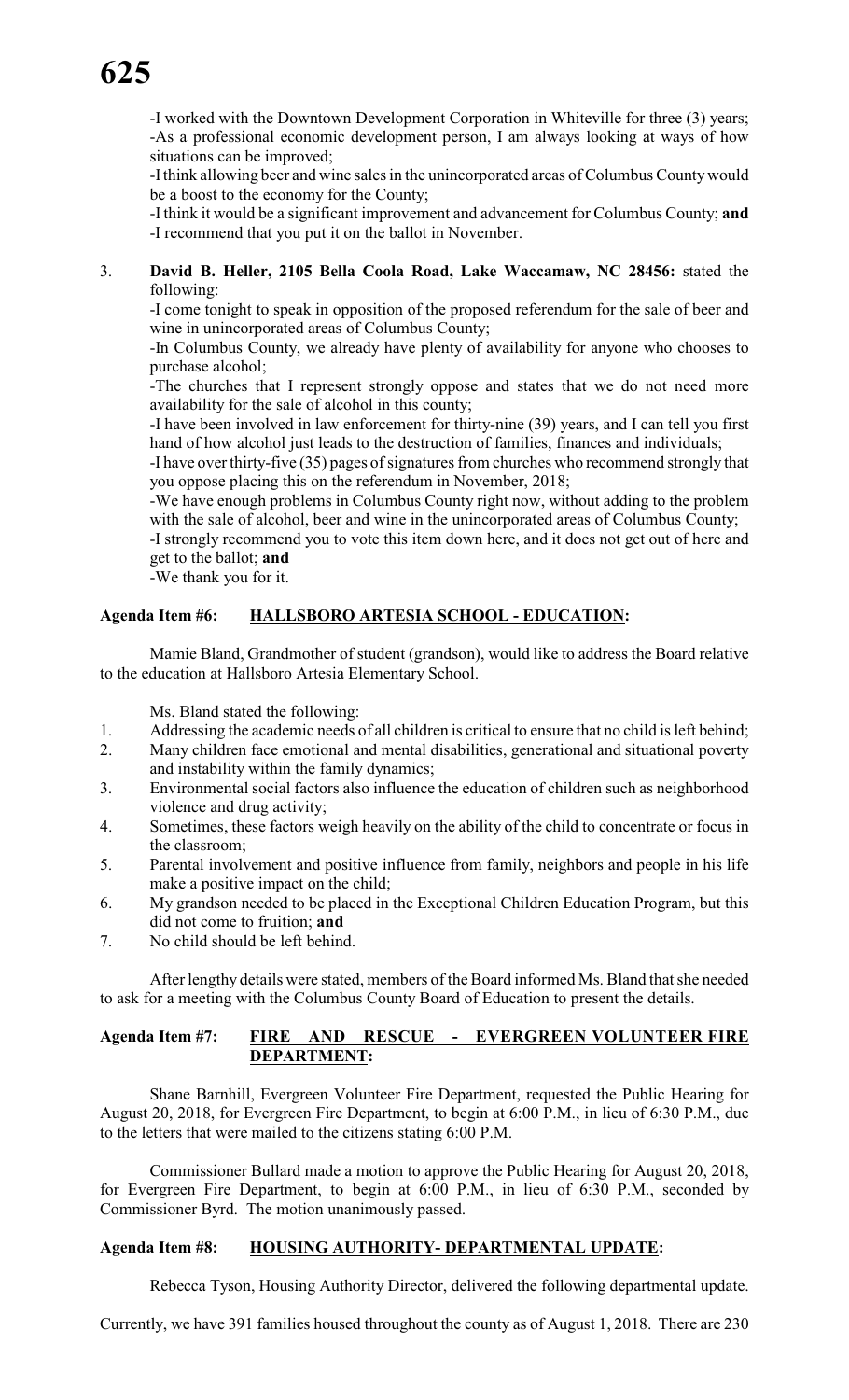-I worked with the Downtown Development Corporation in Whiteville for three (3) years;
-As a professional economic development person, I am always looking at ways of how situations can be improved;
-I think allowing beer and wine sales in the unincorporated areas of Columbus County would be a boost to the economy for the County;
-I think it would be a significant improvement and advancement for Columbus County; **and**
-I recommend that you put it on the ballot in November.

3. **David B. Heller, 2105 Bella Coola Road, Lake Waccamaw, NC 28456:** stated the following:
   -I come tonight to speak in opposition of the proposed referendum for the sale of beer and wine in unincorporated areas of Columbus County;
   -In Columbus County, we already have plenty of availability for anyone who chooses to purchase alcohol;
   -The churches that I represent strongly oppose and states that we do not need more availability for the sale of alcohol in this county;
   -I have been involved in law enforcement for thirty-nine (39) years, and I can tell you first hand of how alcohol just leads to the destruction of families, finances and individuals;
   -I have over thirty-five (35) pages of signatures from churches who recommend strongly that you oppose placing this on the referendum in November, 2018;
   -We have enough problems in Columbus County right now, without adding to the problem with the sale of alcohol, beer and wine in the unincorporated areas of Columbus County;
   -I strongly recommend you to vote this item down here, and it does not get out of here and get to the ballot; **and**
   -We thank you for it.

**Agenda Item #6: HALLSBORO ARTESIA SCHOOL - EDUCATION:**

Mamie Bland, Grandmother of student (grandson), would like to address the Board relative to the education at Hallsboro Artesia Elementary School.

Ms. Bland stated the following:

1. Addressing the academic needs of all children is critical to ensure that no child is left behind;
2. Many children face emotional and mental disabilities, generational and situational poverty and instability within the family dynamics;
3. Environmental social factors also influence the education of children such as neighborhood violence and drug activity;
4. Sometimes, these factors weigh heavily on the ability of the child to concentrate or focus in the classroom;
5. Parental involvement and positive influence from family, neighbors and people in his life make a positive impact on the child;
6. My grandson needed to be placed in the Exceptional Children Education Program, but this did not come to fruition; **and**
7. No child should be left behind.

After lengthy details were stated, members of the Board informed Ms. Bland that she needed to ask for a meeting with the Columbus County Board of Education to present the details.

**Agenda Item #7: FIRE AND RESCUE - EVERGREEN VOLUNTEER FIRE DEPARTMENT:**

Shane Barnhill, Evergreen Volunteer Fire Department, requested the Public Hearing for August 20, 2018, for Evergreen Fire Department, to begin at 6:00 P.M., in lieu of 6:30 P.M., due to the letters that were mailed to the citizens stating 6:00 P.M.

Commissioner Bullard made a motion to approve the Public Hearing for August 20, 2018, for Evergreen Fire Department, to begin at 6:00 P.M., in lieu of 6:30 P.M., seconded by Commissioner Byrd. The motion unanimously passed.

**Agenda Item #8: HOUSING AUTHORITY- DEPARTMENTAL UPDATE:**

Rebecca Tyson, Housing Authority Director, delivered the following departmental update.

Currently, we have 391 families housed throughout the county as of August 1, 2018. There are 230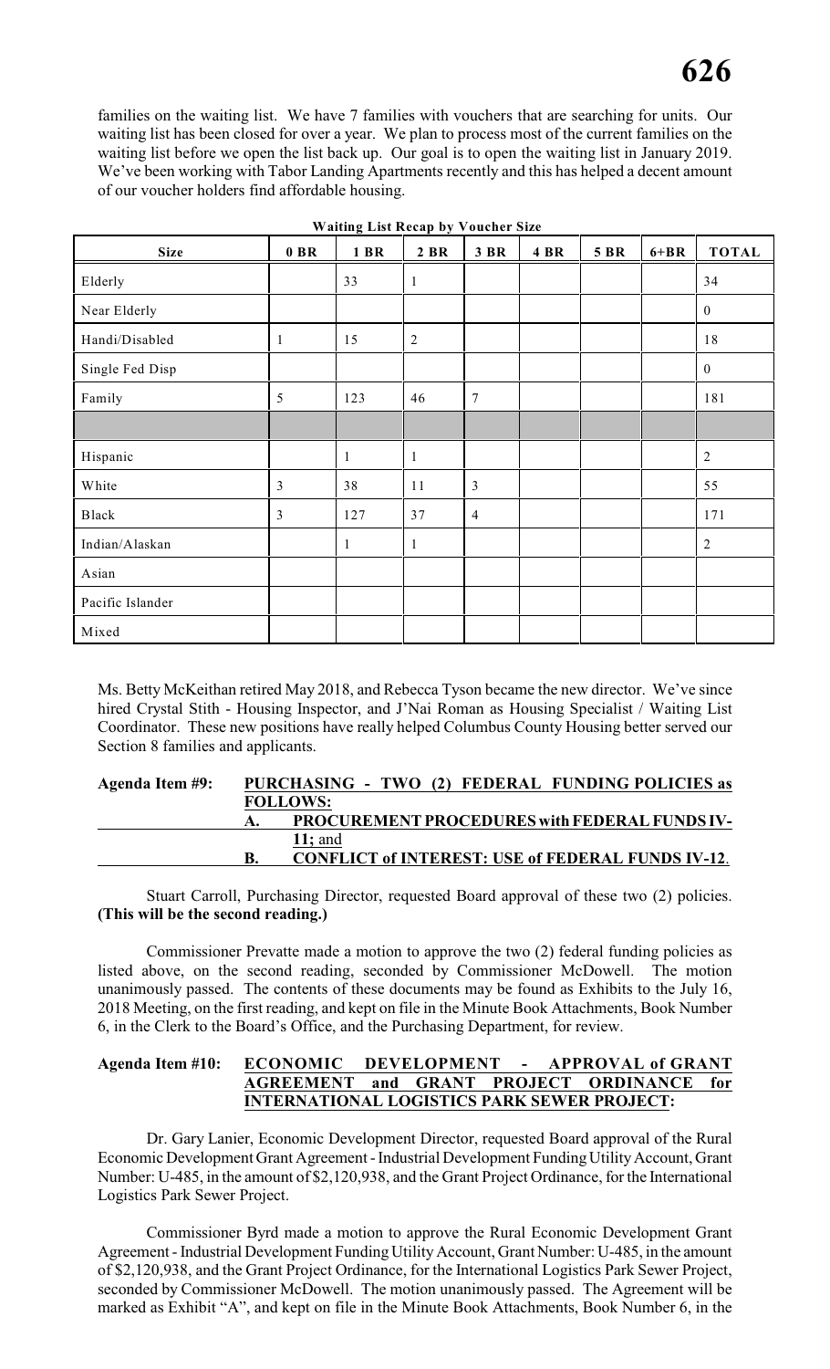families on the waiting list. We have 7 families with vouchers that are searching for units. Our waiting list has been closed for over a year. We plan to process most of the current families on the waiting list before we open the list back up. Our goal is to open the waiting list in January 2019. We've been working with Tabor Landing Apartments recently and this has helped a decent amount of our voucher holders find affordable housing.

**Waiting List Recap by Voucher Size**

| Size | 0 BR | 1 BR | 2 BR | 3 BR | 4 BR | 5 BR | 6+BR | TOTAL |
|---|---|---|---|---|---|---|---|---|
| Elderly | | 33 | 1 | | | | | 34 |
| Near Elderly | | | | | | | | 0 |
| Handi/Disabled | 1 | 15 | 2 | | | | | 18 |
| Single Fed Disp | | | | | | | | 0 |
| Family | 5 | 123 | 46 | 7 | | | | 181 |
| | | | | | | | | |
| Hispanic | | 1 | 1 | | | | | 2 |
| White | 3 | 38 | 11 | 3 | | | | 55 |
| Black | 3 | 127 | 37 | 4 | | | | 171 |
| Indian/Alaskan | | 1 | 1 | | | | | 2 |
| Asian | | | | | | | | |
| Pacific Islander | | | | | | | | |
| Mixed | | | | | | | | |

Ms. Betty McKeithan retired May 2018, and Rebecca Tyson became the new director. We've since hired Crystal Stith - Housing Inspector, and J'Nai Roman as Housing Specialist / Waiting List Coordinator. These new positions have really helped Columbus County Housing better served our Section 8 families and applicants.

**Agenda Item #9:** **PURCHASING - TWO (2) FEDERAL FUNDING POLICIES as FOLLOWS:**
- **A. PROCUREMENT PROCEDURES with FEDERAL FUNDS IV-11;** and
- **B. CONFLICT of INTEREST: USE of FEDERAL FUNDS IV-12**.

Stuart Carroll, Purchasing Director, requested Board approval of these two (2) policies. **(This will be the second reading.)**

Commissioner Prevatte made a motion to approve the two (2) federal funding policies as listed above, on the second reading, seconded by Commissioner McDowell. The motion unanimously passed. The contents of these documents may be found as Exhibits to the July 16, 2018 Meeting, on the first reading, and kept on file in the Minute Book Attachments, Book Number 6, in the Clerk to the Board's Office, and the Purchasing Department, for review.

**Agenda Item #10:** **ECONOMIC DEVELOPMENT - APPROVAL of GRANT AGREEMENT and GRANT PROJECT ORDINANCE for INTERNATIONAL LOGISTICS PARK SEWER PROJECT:**

Dr. Gary Lanier, Economic Development Director, requested Board approval of the Rural Economic Development Grant Agreement - Industrial Development Funding Utility Account, Grant Number: U-485, in the amount of $2,120,938, and the Grant Project Ordinance, for the International Logistics Park Sewer Project.

Commissioner Byrd made a motion to approve the Rural Economic Development Grant Agreement - Industrial Development Funding Utility Account, Grant Number: U-485, in the amount of $2,120,938, and the Grant Project Ordinance, for the International Logistics Park Sewer Project, seconded by Commissioner McDowell. The motion unanimously passed. The Agreement will be marked as Exhibit "A", and kept on file in the Minute Book Attachments, Book Number 6, in the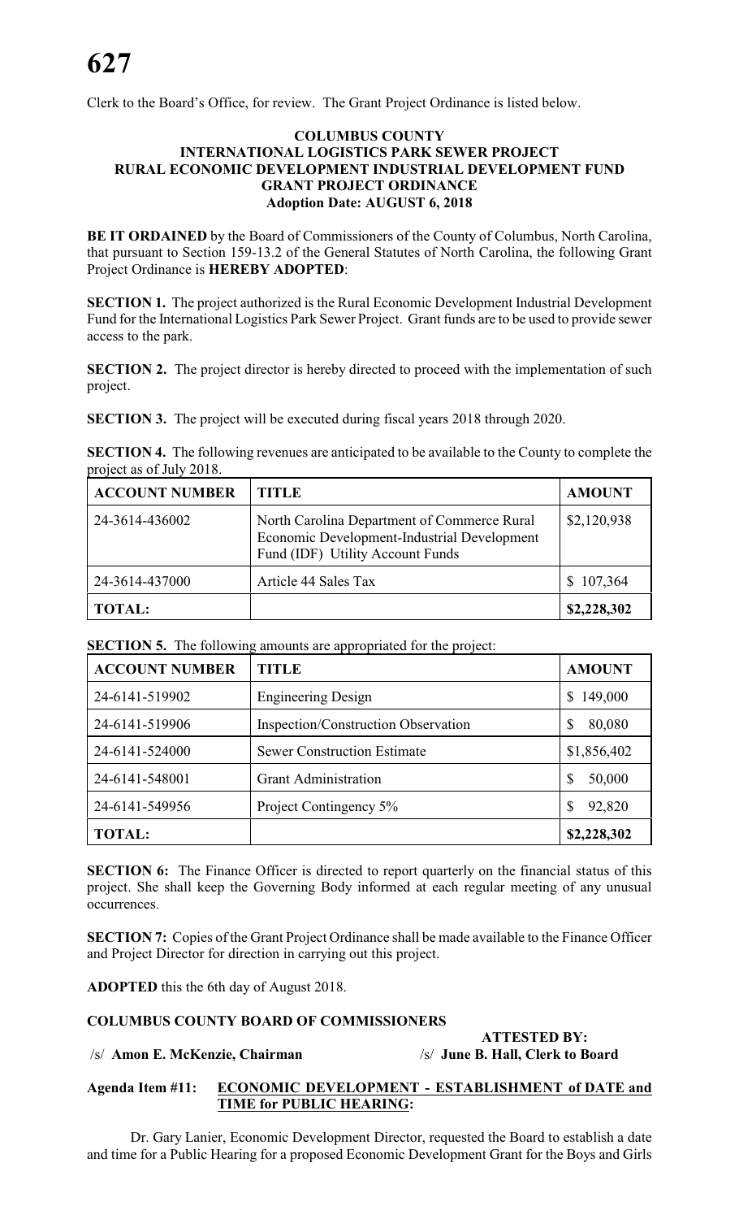Clerk to the Board's Office, for review. The Grant Project Ordinance is listed below.

**COLUMBUS COUNTY**
**INTERNATIONAL LOGISTICS PARK SEWER PROJECT**
**RURAL ECONOMIC DEVELOPMENT INDUSTRIAL DEVELOPMENT FUND**
**GRANT PROJECT ORDINANCE**
**Adoption Date: AUGUST 6, 2018**

**BE IT ORDAINED** by the Board of Commissioners of the County of Columbus, North Carolina, that pursuant to Section 159-13.2 of the General Statutes of North Carolina, the following Grant Project Ordinance is **HEREBY ADOPTED**:

**SECTION 1.** The project authorized is the Rural Economic Development Industrial Development Fund for the International Logistics Park Sewer Project. Grant funds are to be used to provide sewer access to the park.

**SECTION 2.** The project director is hereby directed to proceed with the implementation of such project.

**SECTION 3.** The project will be executed during fiscal years 2018 through 2020.

**SECTION 4.** The following revenues are anticipated to be available to the County to complete the project as of July 2018.

| ACCOUNT NUMBER | TITLE | AMOUNT |
|---|---|---|
| 24-3614-436002 | North Carolina Department of Commerce Rural Economic Development-Industrial Development Fund (IDF) Utility Account Funds | $2,120,938 |
| 24-3614-437000 | Article 44 Sales Tax | $ 107,364 |
| **TOTAL:** | | **$2,228,302** |

**SECTION 5.** The following amounts are appropriated for the project:

| ACCOUNT NUMBER | TITLE | AMOUNT |
|---|---|---|
| 24-6141-519902 | Engineering Design | $ 149,000 |
| 24-6141-519906 | Inspection/Construction Observation | $ 80,080 |
| 24-6141-524000 | Sewer Construction Estimate | $1,856,402 |
| 24-6141-548001 | Grant Administration | $ 50,000 |
| 24-6141-549956 | Project Contingency 5% | $ 92,820 |
| **TOTAL:** | | **$2,228,302** |

**SECTION 6:** The Finance Officer is directed to report quarterly on the financial status of this project. She shall keep the Governing Body informed at each regular meeting of any unusual occurrences.

**SECTION 7:** Copies of the Grant Project Ordinance shall be made available to the Finance Officer and Project Director for direction in carrying out this project.

**ADOPTED** this the 6th day of August 2018.

**COLUMBUS COUNTY BOARD OF COMMISSIONERS**

**ATTESTED BY:**

/s/ **Amon E. McKenzie, Chairman** /s/ **June B. Hall, Clerk to Board**

**Agenda Item #11: ECONOMIC DEVELOPMENT - ESTABLISHMENT of DATE and TIME for PUBLIC HEARING:**

Dr. Gary Lanier, Economic Development Director, requested the Board to establish a date and time for a Public Hearing for a proposed Economic Development Grant for the Boys and Girls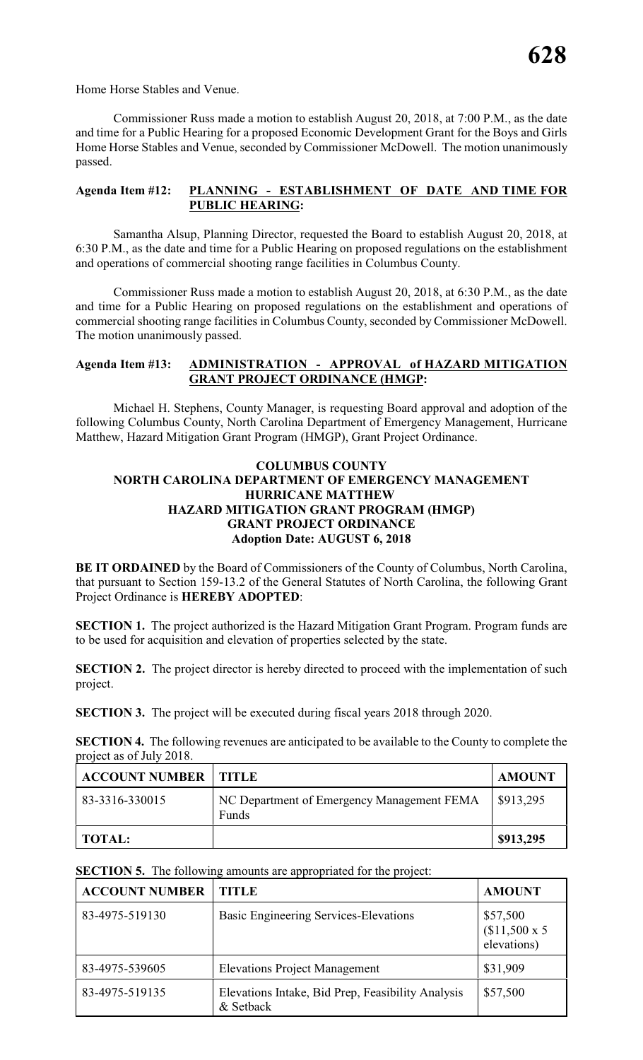Home Horse Stables and Venue.

Commissioner Russ made a motion to establish August 20, 2018, at 7:00 P.M., as the date and time for a Public Hearing for a proposed Economic Development Grant for the Boys and Girls Home Horse Stables and Venue, seconded by Commissioner McDowell. The motion unanimously passed.

**Agenda Item #12: PLANNING - ESTABLISHMENT OF DATE AND TIME FOR PUBLIC HEARING:**

Samantha Alsup, Planning Director, requested the Board to establish August 20, 2018, at 6:30 P.M., as the date and time for a Public Hearing on proposed regulations on the establishment and operations of commercial shooting range facilities in Columbus County.

Commissioner Russ made a motion to establish August 20, 2018, at 6:30 P.M., as the date and time for a Public Hearing on proposed regulations on the establishment and operations of commercial shooting range facilities in Columbus County, seconded by Commissioner McDowell. The motion unanimously passed.

**Agenda Item #13: ADMINISTRATION - APPROVAL of HAZARD MITIGATION GRANT PROJECT ORDINANCE (HMGP:**

Michael H. Stephens, County Manager, is requesting Board approval and adoption of the following Columbus County, North Carolina Department of Emergency Management, Hurricane Matthew, Hazard Mitigation Grant Program (HMGP), Grant Project Ordinance.

**COLUMBUS COUNTY**
**NORTH CAROLINA DEPARTMENT OF EMERGENCY MANAGEMENT**
**HURRICANE MATTHEW**
**HAZARD MITIGATION GRANT PROGRAM (HMGP)**
**GRANT PROJECT ORDINANCE**
**Adoption Date: AUGUST 6, 2018**

**BE IT ORDAINED** by the Board of Commissioners of the County of Columbus, North Carolina, that pursuant to Section 159-13.2 of the General Statutes of North Carolina, the following Grant Project Ordinance is **HEREBY ADOPTED**:

**SECTION 1.** The project authorized is the Hazard Mitigation Grant Program. Program funds are to be used for acquisition and elevation of properties selected by the state.

**SECTION 2.** The project director is hereby directed to proceed with the implementation of such project.

**SECTION 3.** The project will be executed during fiscal years 2018 through 2020.

**SECTION 4.** The following revenues are anticipated to be available to the County to complete the project as of July 2018.

| ACCOUNT NUMBER | TITLE | AMOUNT |
|---|---|---|
| 83-3316-330015 | NC Department of Emergency Management FEMA Funds | $913,295 |
| **TOTAL:** | | **$913,295** |

**SECTION 5.** The following amounts are appropriated for the project:

| ACCOUNT NUMBER | TITLE | AMOUNT |
|---|---|---|
| 83-4975-519130 | Basic Engineering Services-Elevations | $57,500 ($11,500 x 5 elevations) |
| 83-4975-539605 | Elevations Project Management | $31,909 |
| 83-4975-519135 | Elevations Intake, Bid Prep, Feasibility Analysis & Setback | $57,500 |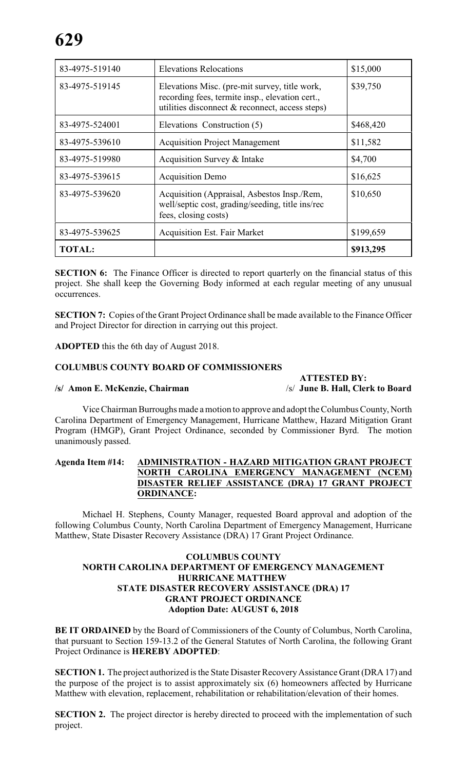| 83-4975-519140 | Elevations Relocations | $15,000 |
|---|---|---|
| 83-4975-519145 | Elevations Misc. (pre-mit survey, title work, recording fees, termite insp., elevation cert., utilities disconnect & reconnect, access steps) | $39,750 |
| 83-4975-524001 | Elevations Construction (5) | $468,420 |
| 83-4975-539610 | Acquisition Project Management | $11,582 |
| 83-4975-519980 | Acquisition Survey & Intake | $4,700 |
| 83-4975-539615 | Acquisition Demo | $16,625 |
| 83-4975-539620 | Acquisition (Appraisal, Asbestos Insp./Rem, well/septic cost, grading/seeding, title ins/rec fees, closing costs) | $10,650 |
| 83-4975-539625 | Acquisition Est. Fair Market | $199,659 |
| **TOTAL:** | | **$913,295** |

**SECTION 6:** The Finance Officer is directed to report quarterly on the financial status of this project. She shall keep the Governing Body informed at each regular meeting of any unusual occurrences.

**SECTION 7:** Copies of the Grant Project Ordinance shall be made available to the Finance Officer and Project Director for direction in carrying out this project.

**ADOPTED** this the 6th day of August 2018.

**COLUMBUS COUNTY BOARD OF COMMISSIONERS**

**/s/ Amon E. McKenzie, Chairman**

**ATTESTED BY:**
/s/ **June B. Hall, Clerk to Board**

Vice Chairman Burroughs made a motion to approve and adopt the Columbus County, North Carolina Department of Emergency Management, Hurricane Matthew, Hazard Mitigation Grant Program (HMGP), Grant Project Ordinance, seconded by Commissioner Byrd. The motion unanimously passed.

**Agenda Item #14: ADMINISTRATION - HAZARD MITIGATION GRANT PROJECT NORTH CAROLINA EMERGENCY MANAGEMENT (NCEM) DISASTER RELIEF ASSISTANCE (DRA) 17 GRANT PROJECT ORDINANCE:**

Michael H. Stephens, County Manager, requested Board approval and adoption of the following Columbus County, North Carolina Department of Emergency Management, Hurricane Matthew, State Disaster Recovery Assistance (DRA) 17 Grant Project Ordinance.

**COLUMBUS COUNTY**
**NORTH CAROLINA DEPARTMENT OF EMERGENCY MANAGEMENT**
**HURRICANE MATTHEW**
**STATE DISASTER RECOVERY ASSISTANCE (DRA) 17**
**GRANT PROJECT ORDINANCE**
**Adoption Date: AUGUST 6, 2018**

**BE IT ORDAINED** by the Board of Commissioners of the County of Columbus, North Carolina, that pursuant to Section 159-13.2 of the General Statutes of North Carolina, the following Grant Project Ordinance is **HEREBY ADOPTED**:

**SECTION 1.** The project authorized is the State Disaster Recovery Assistance Grant (DRA 17) and the purpose of the project is to assist approximately six (6) homeowners affected by Hurricane Matthew with elevation, replacement, rehabilitation or rehabilitation/elevation of their homes.

**SECTION 2.** The project director is hereby directed to proceed with the implementation of such project.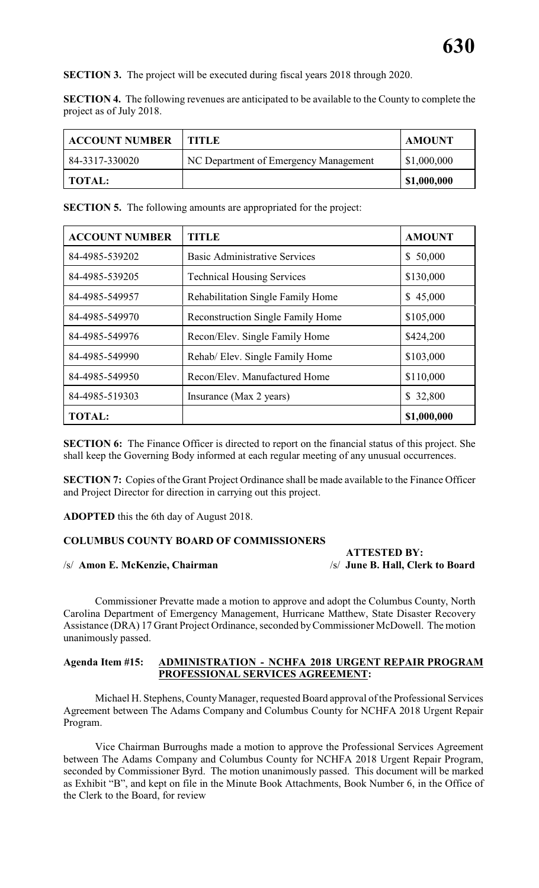**SECTION 3.** The project will be executed during fiscal years 2018 through 2020.

**SECTION 4.** The following revenues are anticipated to be available to the County to complete the project as of July 2018.

| ACCOUNT NUMBER | TITLE | AMOUNT |
|---|---|---|
| 84-3317-330020 | NC Department of Emergency Management | $1,000,000 |
| **TOTAL:** | | **$1,000,000** |

**SECTION 5.** The following amounts are appropriated for the project:

| ACCOUNT NUMBER | TITLE | AMOUNT |
|---|---|---|
| 84-4985-539202 | Basic Administrative Services | $ 50,000 |
| 84-4985-539205 | Technical Housing Services | $130,000 |
| 84-4985-549957 | Rehabilitation Single Family Home | $ 45,000 |
| 84-4985-549970 | Reconstruction Single Family Home | $105,000 |
| 84-4985-549976 | Recon/Elev. Single Family Home | $424,200 |
| 84-4985-549990 | Rehab/ Elev. Single Family Home | $103,000 |
| 84-4985-549950 | Recon/Elev. Manufactured Home | $110,000 |
| 84-4985-519303 | Insurance (Max 2 years) | $ 32,800 |
| **TOTAL:** | | **$1,000,000** |

**SECTION 6:** The Finance Officer is directed to report on the financial status of this project. She shall keep the Governing Body informed at each regular meeting of any unusual occurrences.

**SECTION 7:** Copies of the Grant Project Ordinance shall be made available to the Finance Officer and Project Director for direction in carrying out this project.

**ADOPTED** this the 6th day of August 2018.

**COLUMBUS COUNTY BOARD OF COMMISSIONERS**

**ATTESTED BY:**

/s/ **Amon E. McKenzie, Chairman** /s/ **June B. Hall, Clerk to Board**

Commissioner Prevatte made a motion to approve and adopt the Columbus County, North Carolina Department of Emergency Management, Hurricane Matthew, State Disaster Recovery Assistance (DRA) 17 Grant Project Ordinance, seconded by Commissioner McDowell. The motion unanimously passed.

**Agenda Item #15: ADMINISTRATION - NCHFA 2018 URGENT REPAIR PROGRAM PROFESSIONAL SERVICES AGREEMENT:**

Michael H. Stephens, County Manager, requested Board approval of the Professional Services Agreement between The Adams Company and Columbus County for NCHFA 2018 Urgent Repair Program.

Vice Chairman Burroughs made a motion to approve the Professional Services Agreement between The Adams Company and Columbus County for NCHFA 2018 Urgent Repair Program, seconded by Commissioner Byrd. The motion unanimously passed. This document will be marked as Exhibit "B", and kept on file in the Minute Book Attachments, Book Number 6, in the Office of the Clerk to the Board, for review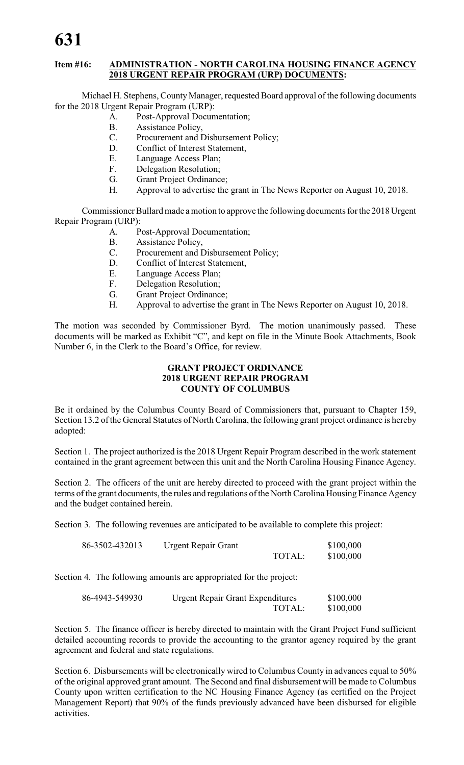**Item #16: ADMINISTRATION - NORTH CAROLINA HOUSING FINANCE AGENCY 2018 URGENT REPAIR PROGRAM (URP) DOCUMENTS:**

Michael H. Stephens, County Manager, requested Board approval of the following documents for the 2018 Urgent Repair Program (URP):

A. Post-Approval Documentation;
B. Assistance Policy,
C. Procurement and Disbursement Policy;
D. Conflict of Interest Statement,
E. Language Access Plan;
F. Delegation Resolution;
G. Grant Project Ordinance;
H. Approval to advertise the grant in The News Reporter on August 10, 2018.

Commissioner Bullard made a motion to approve the following documents for the 2018 Urgent Repair Program (URP):

A. Post-Approval Documentation;
B. Assistance Policy,
C. Procurement and Disbursement Policy;
D. Conflict of Interest Statement,
E. Language Access Plan;
F. Delegation Resolution;
G. Grant Project Ordinance;
H. Approval to advertise the grant in The News Reporter on August 10, 2018.

The motion was seconded by Commissioner Byrd. The motion unanimously passed. These documents will be marked as Exhibit "C", and kept on file in the Minute Book Attachments, Book Number 6, in the Clerk to the Board's Office, for review.

**GRANT PROJECT ORDINANCE**
**2018 URGENT REPAIR PROGRAM**
**COUNTY OF COLUMBUS**

Be it ordained by the Columbus County Board of Commissioners that, pursuant to Chapter 159, Section 13.2 of the General Statutes of North Carolina, the following grant project ordinance is hereby adopted:

Section 1. The project authorized is the 2018 Urgent Repair Program described in the work statement contained in the grant agreement between this unit and the North Carolina Housing Finance Agency.

Section 2. The officers of the unit are hereby directed to proceed with the grant project within the terms of the grant documents, the rules and regulations of the North Carolina Housing Finance Agency and the budget contained herein.

Section 3. The following revenues are anticipated to be available to complete this project:

| | | | |
|---|---|---|---|
| 86-3502-432013 | Urgent Repair Grant | | $100,000 |
| | | TOTAL: | $100,000 |

Section 4. The following amounts are appropriated for the project:

| | | |
|---|---|---|
| 86-4943-549930 | Urgent Repair Grant Expenditures | $100,000 |
| | TOTAL: | $100,000 |

Section 5. The finance officer is hereby directed to maintain with the Grant Project Fund sufficient detailed accounting records to provide the accounting to the grantor agency required by the grant agreement and federal and state regulations.

Section 6. Disbursements will be electronically wired to Columbus County in advances equal to 50% of the original approved grant amount. The Second and final disbursement will be made to Columbus County upon written certification to the NC Housing Finance Agency (as certified on the Project Management Report) that 90% of the funds previously advanced have been disbursed for eligible activities.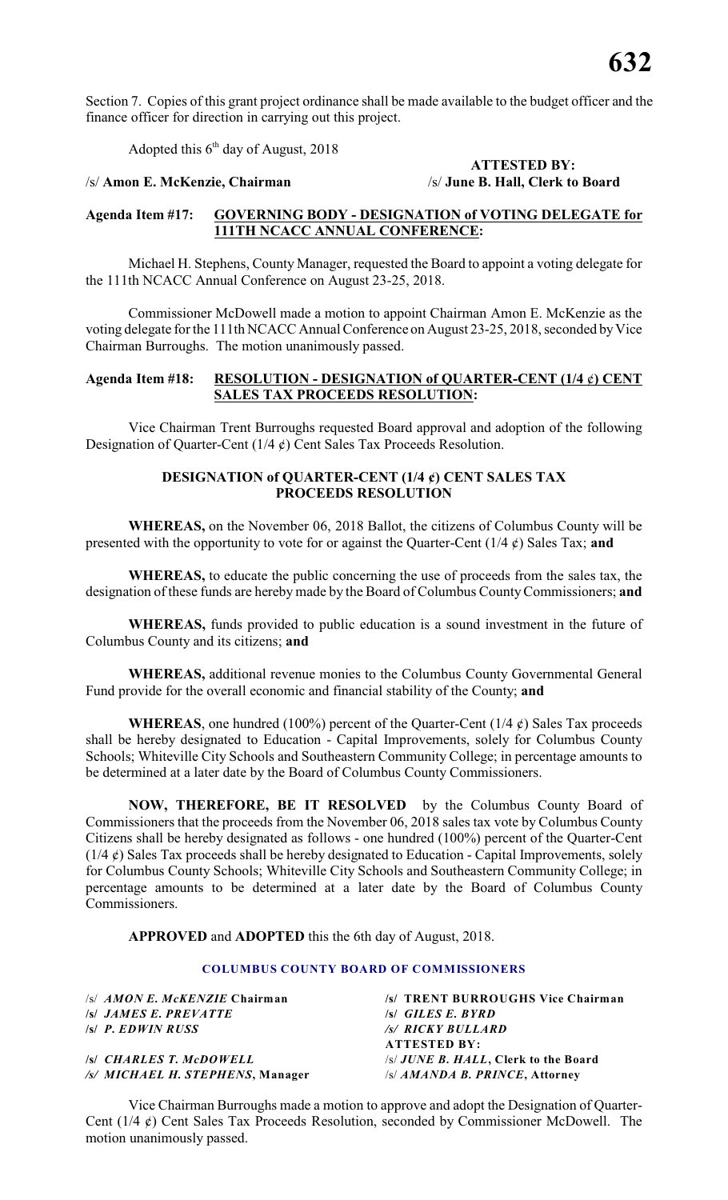Section 7. Copies of this grant project ordinance shall be made available to the budget officer and the finance officer for direction in carrying out this project.

Adopted this 6th day of August, 2018

**ATTESTED BY:**

/s/ **Amon E. McKenzie, Chairman** /s/ **June B. Hall, Clerk to Board**

**Agenda Item #17: GOVERNING BODY - DESIGNATION of VOTING DELEGATE for 111TH NCACC ANNUAL CONFERENCE:**

Michael H. Stephens, County Manager, requested the Board to appoint a voting delegate for the 111th NCACC Annual Conference on August 23-25, 2018.

Commissioner McDowell made a motion to appoint Chairman Amon E. McKenzie as the voting delegate for the 111th NCACC Annual Conference on August 23-25, 2018, seconded by Vice Chairman Burroughs. The motion unanimously passed.

**Agenda Item #18: RESOLUTION - DESIGNATION of QUARTER-CENT (1/4 ¢) CENT SALES TAX PROCEEDS RESOLUTION:**

Vice Chairman Trent Burroughs requested Board approval and adoption of the following Designation of Quarter-Cent (1/4 ¢) Cent Sales Tax Proceeds Resolution.

**DESIGNATION of QUARTER-CENT (1/4 ¢) CENT SALES TAX PROCEEDS RESOLUTION**

**WHEREAS,** on the November 06, 2018 Ballot, the citizens of Columbus County will be presented with the opportunity to vote for or against the Quarter-Cent (1/4 ¢) Sales Tax; **and**

**WHEREAS,** to educate the public concerning the use of proceeds from the sales tax, the designation of these funds are hereby made by the Board of Columbus County Commissioners; **and**

**WHEREAS,** funds provided to public education is a sound investment in the future of Columbus County and its citizens; **and**

**WHEREAS,** additional revenue monies to the Columbus County Governmental General Fund provide for the overall economic and financial stability of the County; **and**

**WHEREAS**, one hundred (100%) percent of the Quarter-Cent (1/4 ¢) Sales Tax proceeds shall be hereby designated to Education - Capital Improvements, solely for Columbus County Schools; Whiteville City Schools and Southeastern Community College; in percentage amounts to be determined at a later date by the Board of Columbus County Commissioners.

**NOW, THEREFORE, BE IT RESOLVED** by the Columbus County Board of Commissioners that the proceeds from the November 06, 2018 sales tax vote by Columbus County Citizens shall be hereby designated as follows - one hundred (100%) percent of the Quarter-Cent (1/4 ¢) Sales Tax proceeds shall be hereby designated to Education - Capital Improvements, solely for Columbus County Schools; Whiteville City Schools and Southeastern Community College; in percentage amounts to be determined at a later date by the Board of Columbus County Commissioners.

**APPROVED** and **ADOPTED** this the 6th day of August, 2018.

**COLUMBUS COUNTY BOARD OF COMMISSIONERS**

| | |
|---|---|
| /s/ ***AMON E. McKENZIE* Chairman** | **/s/ TRENT BURROUGHS Vice Chairman** |
| **/s/ *JAMES E. PREVATTE*** | **/s/ *GILES E. BYRD*** |
| **/s/ *P. EDWIN RUSS*** | ***/s/ RICKY BULLARD*** |
| | **ATTESTED BY:** |
| **/s/ *CHARLES T. McDOWELL*** | /s/ ***JUNE B. HALL*, Clerk to the Board** |
| ***/s/ MICHAEL H. STEPHENS*, Manager** | /s/ ***AMANDA B. PRINCE*, Attorney** |

Vice Chairman Burroughs made a motion to approve and adopt the Designation of Quarter-Cent (1/4 ¢) Cent Sales Tax Proceeds Resolution, seconded by Commissioner McDowell. The motion unanimously passed.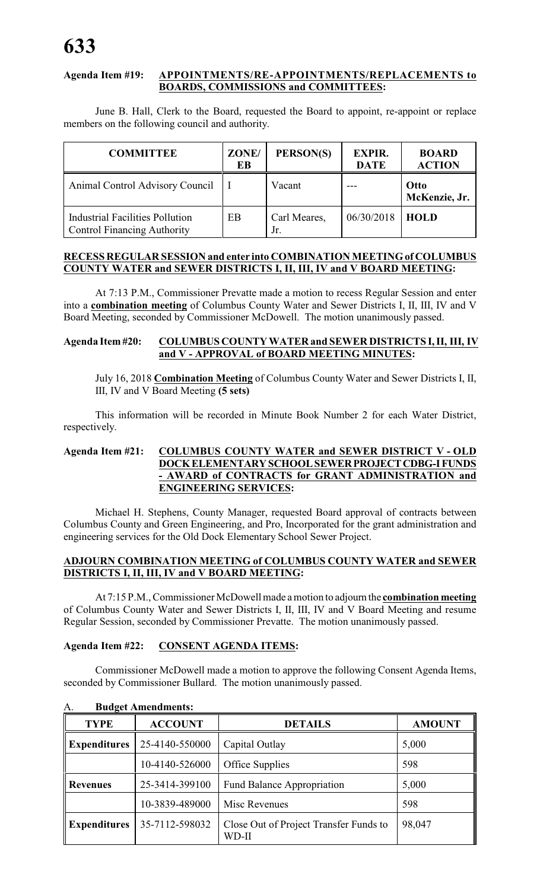#### Agenda Item #19: APPOINTMENTS/RE-APPOINTMENTS/REPLACEMENTS to BOARDS, COMMISSIONS and COMMITTEES:

June B. Hall, Clerk to the Board, requested the Board to appoint, re-appoint or replace members on the following council and authority.

| COMMITTEE | ZONE/ EB | PERSON(S) | EXPIR. DATE | BOARD ACTION |
|---|---|---|---|---|
| Animal Control Advisory Council | I | Vacant | --- | **Otto McKenzie, Jr.** |
| Industrial Facilities Pollution Control Financing Authority | EB | Carl Meares, Jr. | 06/30/2018 | **HOLD** |

#### RECESS REGULAR SESSION and enter into COMBINATION MEETING of COLUMBUS COUNTY WATER and SEWER DISTRICTS I, II, III, IV and V BOARD MEETING:

At 7:13 P.M., Commissioner Prevatte made a motion to recess Regular Session and enter into a **combination meeting** of Columbus County Water and Sewer Districts I, II, III, IV and V Board Meeting, seconded by Commissioner McDowell. The motion unanimously passed.

#### Agenda Item #20: COLUMBUS COUNTY WATER and SEWER DISTRICTS I, II, III, IV and V - APPROVAL of BOARD MEETING MINUTES:

July 16, 2018 **Combination Meeting** of Columbus County Water and Sewer Districts I, II, III, IV and V Board Meeting **(5 sets)**

This information will be recorded in Minute Book Number 2 for each Water District, respectively.

#### Agenda Item #21: COLUMBUS COUNTY WATER and SEWER DISTRICT V - OLD DOCK ELEMENTARY SCHOOL SEWER PROJECT CDBG-I FUNDS - AWARD of CONTRACTS for GRANT ADMINISTRATION and ENGINEERING SERVICES:

Michael H. Stephens, County Manager, requested Board approval of contracts between Columbus County and Green Engineering, and Pro, Incorporated for the grant administration and engineering services for the Old Dock Elementary School Sewer Project.

#### ADJOURN COMBINATION MEETING of COLUMBUS COUNTY WATER and SEWER DISTRICTS I, II, III, IV and V BOARD MEETING:

At 7:15 P.M., Commissioner McDowell made a motion to adjourn the **combination meeting** of Columbus County Water and Sewer Districts I, II, III, IV and V Board Meeting and resume Regular Session, seconded by Commissioner Prevatte. The motion unanimously passed.

#### Agenda Item #22: CONSENT AGENDA ITEMS:

Commissioner McDowell made a motion to approve the following Consent Agenda Items, seconded by Commissioner Bullard. The motion unanimously passed.

A. **Budget Amendments:**

| TYPE | ACCOUNT | DETAILS | AMOUNT |
|---|---|---|---|
| **Expenditures** | 25-4140-550000 | Capital Outlay | 5,000 |
| | 10-4140-526000 | Office Supplies | 598 |
| **Revenues** | 25-3414-399100 | Fund Balance Appropriation | 5,000 |
| | 10-3839-489000 | Misc Revenues | 598 |
| **Expenditures** | 35-7112-598032 | Close Out of Project Transfer Funds to WD-II | 98,047 |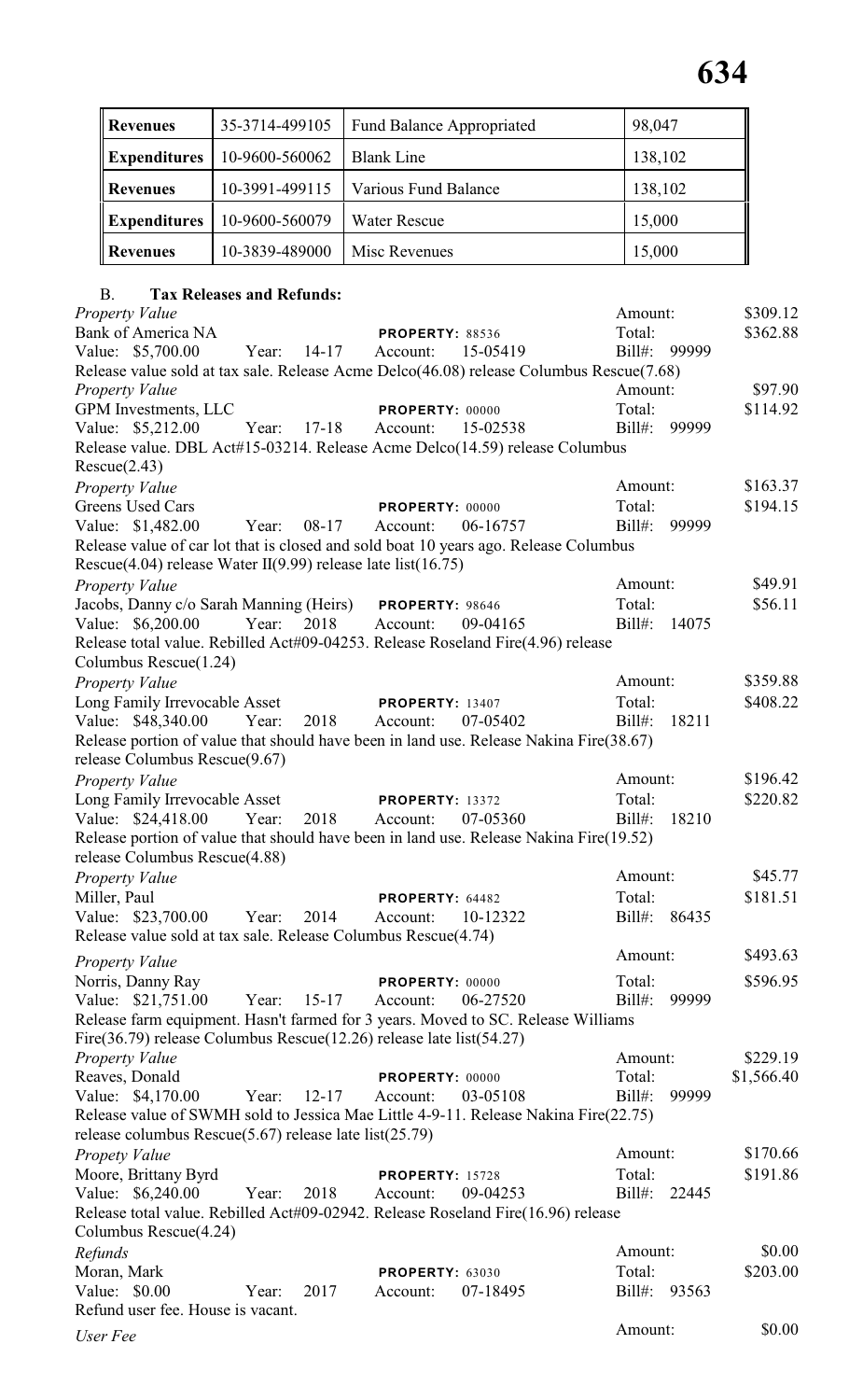| Revenues | 35-3714-499105 | Fund Balance Appropriated | 98,047 |
|---|---|---|---|
| Expenditures | 10-9600-560062 | Blank Line | 138,102 |
| Revenues | 10-3991-499115 | Various Fund Balance | 138,102 |
| Expenditures | 10-9600-560079 | Water Rescue | 15,000 |
| Revenues | 10-3839-489000 | Misc Revenues | 15,000 |

B. **Tax Releases and Refunds:**

*Property Value* — Amount: $309.12
Bank of America NA — **PROPERTY:** 88536 — Total: $362.88
Value: $5,700.00 Year: 14-17 Account: 15-05419 Bill#: 99999
Release value sold at tax sale. Release Acme Delco(46.08) release Columbus Rescue(7.68)

*Property Value* — Amount: $97.90
GPM Investments, LLC — **PROPERTY:** 00000 — Total: $114.92
Value: $5,212.00 Year: 17-18 Account: 15-02538 Bill#: 99999
Release value. DBL Act#15-03214. Release Acme Delco(14.59) release Columbus Rescue(2.43)

*Property Value* — Amount: $163.37
Greens Used Cars — **PROPERTY:** 00000 — Total: $194.15
Value: $1,482.00 Year: 08-17 Account: 06-16757 Bill#: 99999
Release value of car lot that is closed and sold boat 10 years ago. Release Columbus Rescue(4.04) release Water II(9.99) release late list(16.75)

*Property Value* — Amount: $49.91
Jacobs, Danny c/o Sarah Manning (Heirs) — **PROPERTY:** 98646 — Total: $56.11
Value: $6,200.00 Year: 2018 Account: 09-04165 Bill#: 14075
Release total value. Rebilled Act#09-04253. Release Roseland Fire(4.96) release Columbus Rescue(1.24)

*Property Value* — Amount: $359.88
Long Family Irrevocable Asset — **PROPERTY:** 13407 — Total: $408.22
Value: $48,340.00 Year: 2018 Account: 07-05402 Bill#: 18211
Release portion of value that should have been in land use. Release Nakina Fire(38.67) release Columbus Rescue(9.67)

*Property Value* — Amount: $196.42
Long Family Irrevocable Asset — **PROPERTY:** 13372 — Total: $220.82
Value: $24,418.00 Year: 2018 Account: 07-05360 Bill#: 18210
Release portion of value that should have been in land use. Release Nakina Fire(19.52) release Columbus Rescue(4.88)

*Property Value* — Amount: $45.77
Miller, Paul — **PROPERTY:** 64482 — Total: $181.51
Value: $23,700.00 Year: 2014 Account: 10-12322 Bill#: 86435
Release value sold at tax sale. Release Columbus Rescue(4.74)

*Property Value* — Amount: $493.63
Norris, Danny Ray — **PROPERTY:** 00000 — Total: $596.95
Value: $21,751.00 Year: 15-17 Account: 06-27520 Bill#: 99999
Release farm equipment. Hasn't farmed for 3 years. Moved to SC. Release Williams Fire(36.79) release Columbus Rescue(12.26) release late list(54.27)

*Property Value* — Amount: $229.19
Reaves, Donald — **PROPERTY:** 00000 — Total: $1,566.40
Value: $4,170.00 Year: 12-17 Account: 03-05108 Bill#: 99999
Release value of SWMH sold to Jessica Mae Little 4-9-11. Release Nakina Fire(22.75) release columbus Rescue(5.67) release late list(25.79)

*Propety Value* — Amount: $170.66
Moore, Brittany Byrd — **PROPERTY:** 15728 — Total: $191.86
Value: $6,240.00 Year: 2018 Account: 09-04253 Bill#: 22445
Release total value. Rebilled Act#09-02942. Release Roseland Fire(16.96) release Columbus Rescue(4.24)

*Refunds* — Amount: $0.00
Moran, Mark — **PROPERTY:** 63030 — Total: $203.00
Value: $0.00 Year: 2017 Account: 07-18495 Bill#: 93563
Refund user fee. House is vacant.

*User Fee* — Amount: $0.00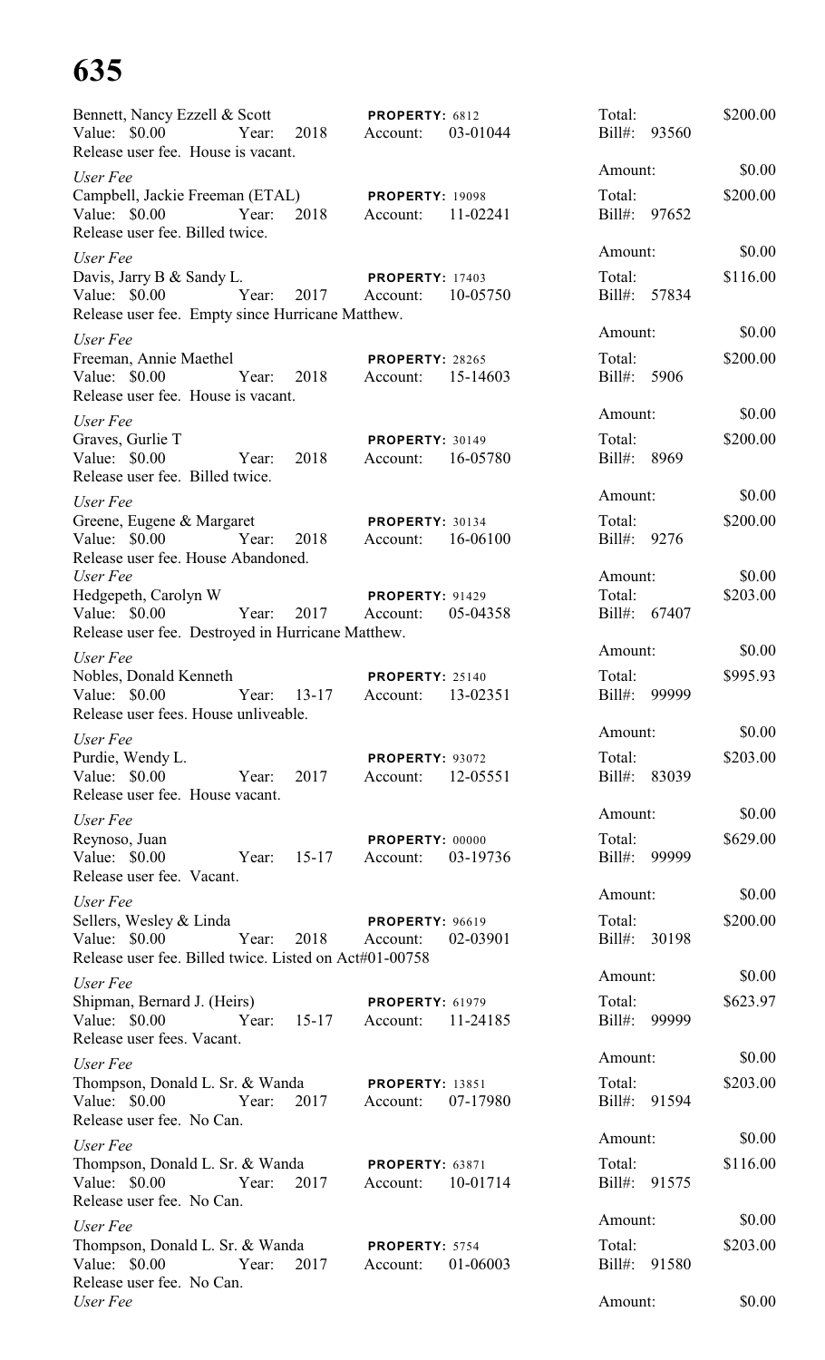# 635

Bennett, Nancy Ezzell & Scott **PROPERTY:** 6812 Total: $200.00
Value: $0.00 Year: 2018 Account: 03-01044 Bill#: 93560
Release user fee. House is vacant.

*User Fee* Amount: $0.00

Campbell, Jackie Freeman (ETAL) **PROPERTY:** 19098 Total: $200.00
Value: $0.00 Year: 2018 Account: 11-02241 Bill#: 97652
Release user fee. Billed twice.

*User Fee* Amount: $0.00

Davis, Jarry B & Sandy L. **PROPERTY:** 17403 Total: $116.00
Value: $0.00 Year: 2017 Account: 10-05750 Bill#: 57834
Release user fee. Empty since Hurricane Matthew.

*User Fee* Amount: $0.00

Freeman, Annie Maethel **PROPERTY:** 28265 Total: $200.00
Value: $0.00 Year: 2018 Account: 15-14603 Bill#: 5906
Release user fee. House is vacant.

*User Fee* Amount: $0.00

Graves, Gurlie T **PROPERTY:** 30149 Total: $200.00
Value: $0.00 Year: 2018 Account: 16-05780 Bill#: 8969
Release user fee. Billed twice.

*User Fee* Amount: $0.00

Greene, Eugene & Margaret **PROPERTY:** 30134 Total: $200.00
Value: $0.00 Year: 2018 Account: 16-06100 Bill#: 9276
Release user fee. House Abandoned.

*User Fee* Amount: $0.00

Hedgepeth, Carolyn W **PROPERTY:** 91429 Total: $203.00
Value: $0.00 Year: 2017 Account: 05-04358 Bill#: 67407
Release user fee. Destroyed in Hurricane Matthew.

*User Fee* Amount: $0.00

Nobles, Donald Kenneth **PROPERTY:** 25140 Total: $995.93
Value: $0.00 Year: 13-17 Account: 13-02351 Bill#: 99999
Release user fees. House unliveable.

*User Fee* Amount: $0.00

Purdie, Wendy L. **PROPERTY:** 93072 Total: $203.00
Value: $0.00 Year: 2017 Account: 12-05551 Bill#: 83039
Release user fee. House vacant.

*User Fee* Amount: $0.00

Reynoso, Juan **PROPERTY:** 00000 Total: $629.00
Value: $0.00 Year: 15-17 Account: 03-19736 Bill#: 99999
Release user fee. Vacant.

*User Fee* Amount: $0.00

Sellers, Wesley & Linda **PROPERTY:** 96619 Total: $200.00
Value: $0.00 Year: 2018 Account: 02-03901 Bill#: 30198
Release user fee. Billed twice. Listed on Act#01-00758

*User Fee* Amount: $0.00

Shipman, Bernard J. (Heirs) **PROPERTY:** 61979 Total: $623.97
Value: $0.00 Year: 15-17 Account: 11-24185 Bill#: 99999
Release user fees. Vacant.

*User Fee* Amount: $0.00

Thompson, Donald L. Sr. & Wanda **PROPERTY:** 13851 Total: $203.00
Value: $0.00 Year: 2017 Account: 07-17980 Bill#: 91594
Release user fee. No Can.

*User Fee* Amount: $0.00

Thompson, Donald L. Sr. & Wanda **PROPERTY:** 63871 Total: $116.00
Value: $0.00 Year: 2017 Account: 10-01714 Bill#: 91575
Release user fee. No Can.

*User Fee* Amount: $0.00

Thompson, Donald L. Sr. & Wanda **PROPERTY:** 5754 Total: $203.00
Value: $0.00 Year: 2017 Account: 01-06003 Bill#: 91580
Release user fee. No Can.

*User Fee* Amount: $0.00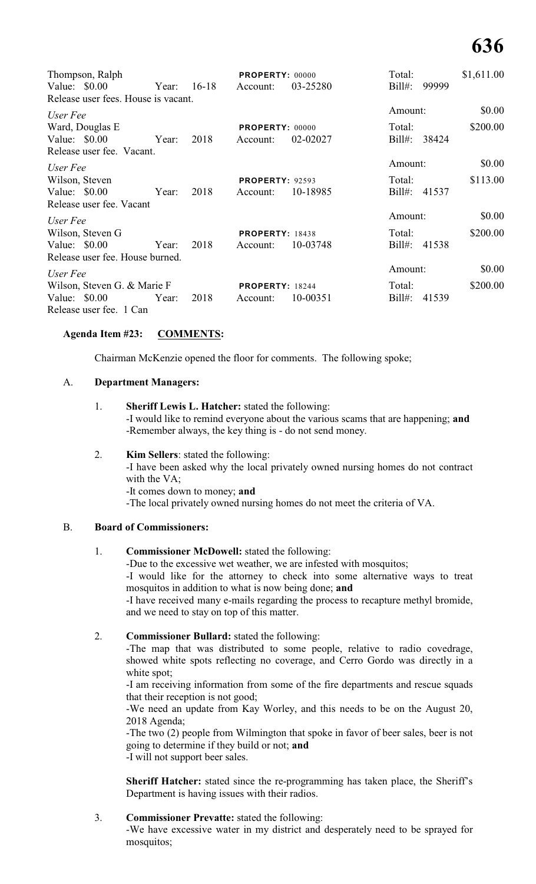Thompson, Ralph | PROPERTY: 00000 | Total: $1,611.00
Value: $0.00 Year: 16-18 Account: 03-25280 Bill#: 99999
Release user fees. House is vacant.

*User Fee* Amount: $0.00

Ward, Douglas E | PROPERTY: 00000 | Total: $200.00
Value: $0.00 Year: 2018 Account: 02-02027 Bill#: 38424
Release user fee. Vacant.

*User Fee* Amount: $0.00

Wilson, Steven | PROPERTY: 92593 | Total: $113.00
Value: $0.00 Year: 2018 Account: 10-18985 Bill#: 41537
Release user fee. Vacant

*User Fee* Amount: $0.00

Wilson, Steven G | PROPERTY: 18438 | Total: $200.00
Value: $0.00 Year: 2018 Account: 10-03748 Bill#: 41538
Release user fee. House burned.

*User Fee* Amount: $0.00

Wilson, Steven G. & Marie F | PROPERTY: 18244 | Total: $200.00
Value: $0.00 Year: 2018 Account: 10-00351 Bill#: 41539
Release user fee. 1 Can

**Agenda Item #23: COMMENTS:**

Chairman McKenzie opened the floor for comments. The following spoke;

A. **Department Managers:**

1. **Sheriff Lewis L. Hatcher:** stated the following:
   -I would like to remind everyone about the various scams that are happening; **and**
   -Remember always, the key thing is - do not send money.

2. **Kim Sellers**: stated the following:
   -I have been asked why the local privately owned nursing homes do not contract with the VA;
   -It comes down to money; **and**
   -The local privately owned nursing homes do not meet the criteria of VA.

B. **Board of Commissioners:**

1. **Commissioner McDowell:** stated the following:
   -Due to the excessive wet weather, we are infested with mosquitos;
   -I would like for the attorney to check into some alternative ways to treat mosquitos in addition to what is now being done; **and**
   -I have received many e-mails regarding the process to recapture methyl bromide, and we need to stay on top of this matter.

2. **Commissioner Bullard:** stated the following:
   -The map that was distributed to some people, relative to radio covedrage, showed white spots reflecting no coverage, and Cerro Gordo was directly in a white spot;
   -I am receiving information from some of the fire departments and rescue squads that their reception is not good;
   -We need an update from Kay Worley, and this needs to be on the August 20, 2018 Agenda;
   -The two (2) people from Wilmington that spoke in favor of beer sales, beer is not going to determine if they build or not; **and**
   -I will not support beer sales.

   **Sheriff Hatcher:** stated since the re-programming has taken place, the Sheriff's Department is having issues with their radios.

3. **Commissioner Prevatte:** stated the following:
   -We have excessive water in my district and desperately need to be sprayed for mosquitos;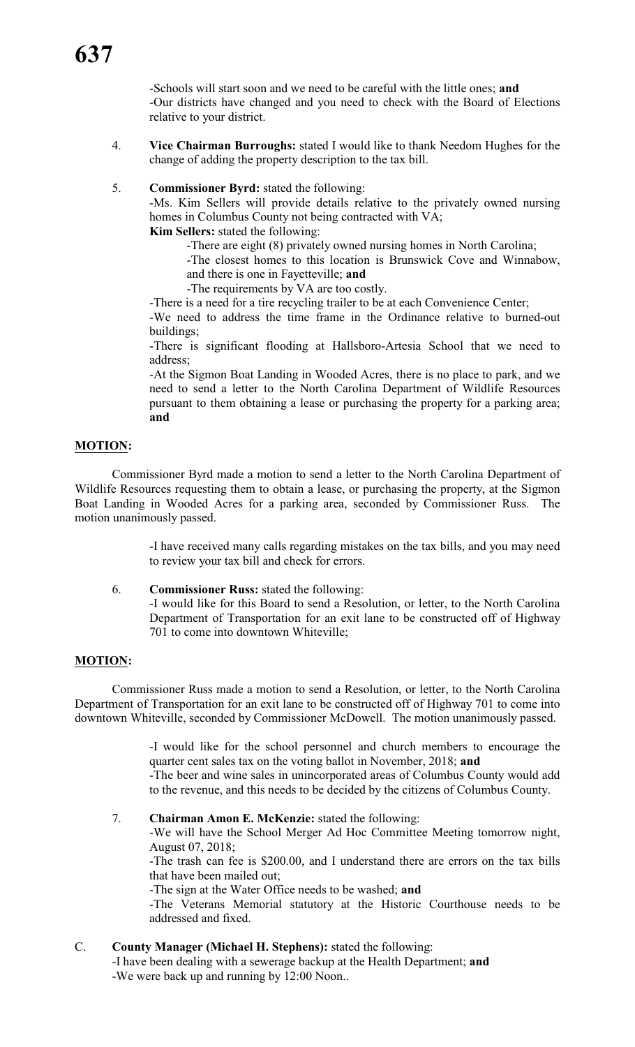-Schools will start soon and we need to be careful with the little ones; **and**
-Our districts have changed and you need to check with the Board of Elections relative to your district.

4. **Vice Chairman Burroughs:** stated I would like to thank Needom Hughes for the change of adding the property description to the tax bill.

5. **Commissioner Byrd:** stated the following:
-Ms. Kim Sellers will provide details relative to the privately owned nursing homes in Columbus County not being contracted with VA;
**Kim Sellers:** stated the following:
-There are eight (8) privately owned nursing homes in North Carolina;
-The closest homes to this location is Brunswick Cove and Winnabow, and there is one in Fayetteville; **and**
-The requirements by VA are too costly.
-There is a need for a tire recycling trailer to be at each Convenience Center;
-We need to address the time frame in the Ordinance relative to burned-out buildings;
-There is significant flooding at Hallsboro-Artesia School that we need to address;
-At the Sigmon Boat Landing in Wooded Acres, there is no place to park, and we need to send a letter to the North Carolina Department of Wildlife Resources pursuant to them obtaining a lease or purchasing the property for a parking area; **and**

**MOTION:**

Commissioner Byrd made a motion to send a letter to the North Carolina Department of Wildlife Resources requesting them to obtain a lease, or purchasing the property, at the Sigmon Boat Landing in Wooded Acres for a parking area, seconded by Commissioner Russ. The motion unanimously passed.

-I have received many calls regarding mistakes on the tax bills, and you may need to review your tax bill and check for errors.

6. **Commissioner Russ:** stated the following:
-I would like for this Board to send a Resolution, or letter, to the North Carolina Department of Transportation for an exit lane to be constructed off of Highway 701 to come into downtown Whiteville;

**MOTION:**

Commissioner Russ made a motion to send a Resolution, or letter, to the North Carolina Department of Transportation for an exit lane to be constructed off of Highway 701 to come into downtown Whiteville, seconded by Commissioner McDowell. The motion unanimously passed.

-I would like for the school personnel and church members to encourage the quarter cent sales tax on the voting ballot in November, 2018; **and**
-The beer and wine sales in unincorporated areas of Columbus County would add to the revenue, and this needs to be decided by the citizens of Columbus County.

7. **Chairman Amon E. McKenzie:** stated the following:
-We will have the School Merger Ad Hoc Committee Meeting tomorrow night, August 07, 2018;
-The trash can fee is $200.00, and I understand there are errors on the tax bills that have been mailed out;
-The sign at the Water Office needs to be washed; **and**
-The Veterans Memorial statutory at the Historic Courthouse needs to be addressed and fixed.

C. **County Manager (Michael H. Stephens):** stated the following:
-I have been dealing with a sewerage backup at the Health Department; **and**
-We were back up and running by 12:00 Noon..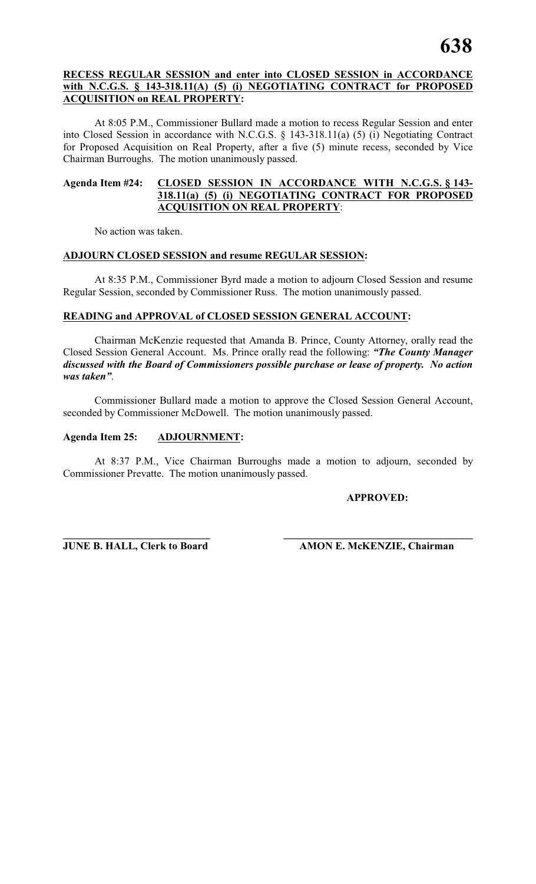**RECESS REGULAR SESSION and enter into CLOSED SESSION in ACCORDANCE with N.C.G.S. § 143-318.11(A) (5) (i) NEGOTIATING CONTRACT for PROPOSED ACQUISITION on REAL PROPERTY:**

At 8:05 P.M., Commissioner Bullard made a motion to recess Regular Session and enter into Closed Session in accordance with N.C.G.S. § 143-318.11(a) (5) (i) Negotiating Contract for Proposed Acquisition on Real Property, after a five (5) minute recess, seconded by Vice Chairman Burroughs. The motion unanimously passed.

**Agenda Item #24: CLOSED SESSION IN ACCORDANCE WITH N.C.G.S. § 143-318.11(a) (5) (i) NEGOTIATING CONTRACT FOR PROPOSED ACQUISITION ON REAL PROPERTY:**

No action was taken.

**ADJOURN CLOSED SESSION and resume REGULAR SESSION:**

At 8:35 P.M., Commissioner Byrd made a motion to adjourn Closed Session and resume Regular Session, seconded by Commissioner Russ. The motion unanimously passed.

**READING and APPROVAL of CLOSED SESSION GENERAL ACCOUNT:**

Chairman McKenzie requested that Amanda B. Prince, County Attorney, orally read the Closed Session General Account. Ms. Prince orally read the following: ***"The County Manager discussed with the Board of Commissioners possible purchase or lease of property. No action was taken"***.

Commissioner Bullard made a motion to approve the Closed Session General Account, seconded by Commissioner McDowell. The motion unanimously passed.

**Agenda Item 25: ADJOURNMENT:**

At 8:37 P.M., Vice Chairman Burroughs made a motion to adjourn, seconded by Commissioner Prevatte. The motion unanimously passed.

**APPROVED:**

\_\_\_\_\_\_\_\_\_\_\_\_\_\_\_\_\_\_\_\_\_\_\_\_\_\_\_\_\_\_ \_\_\_\_\_\_\_\_\_\_\_\_\_\_\_\_\_\_\_\_\_\_\_\_\_\_\_\_\_\_\_\_\_\_\_\_

**JUNE B. HALL, Clerk to Board** **AMON E. McKENZIE, Chairman**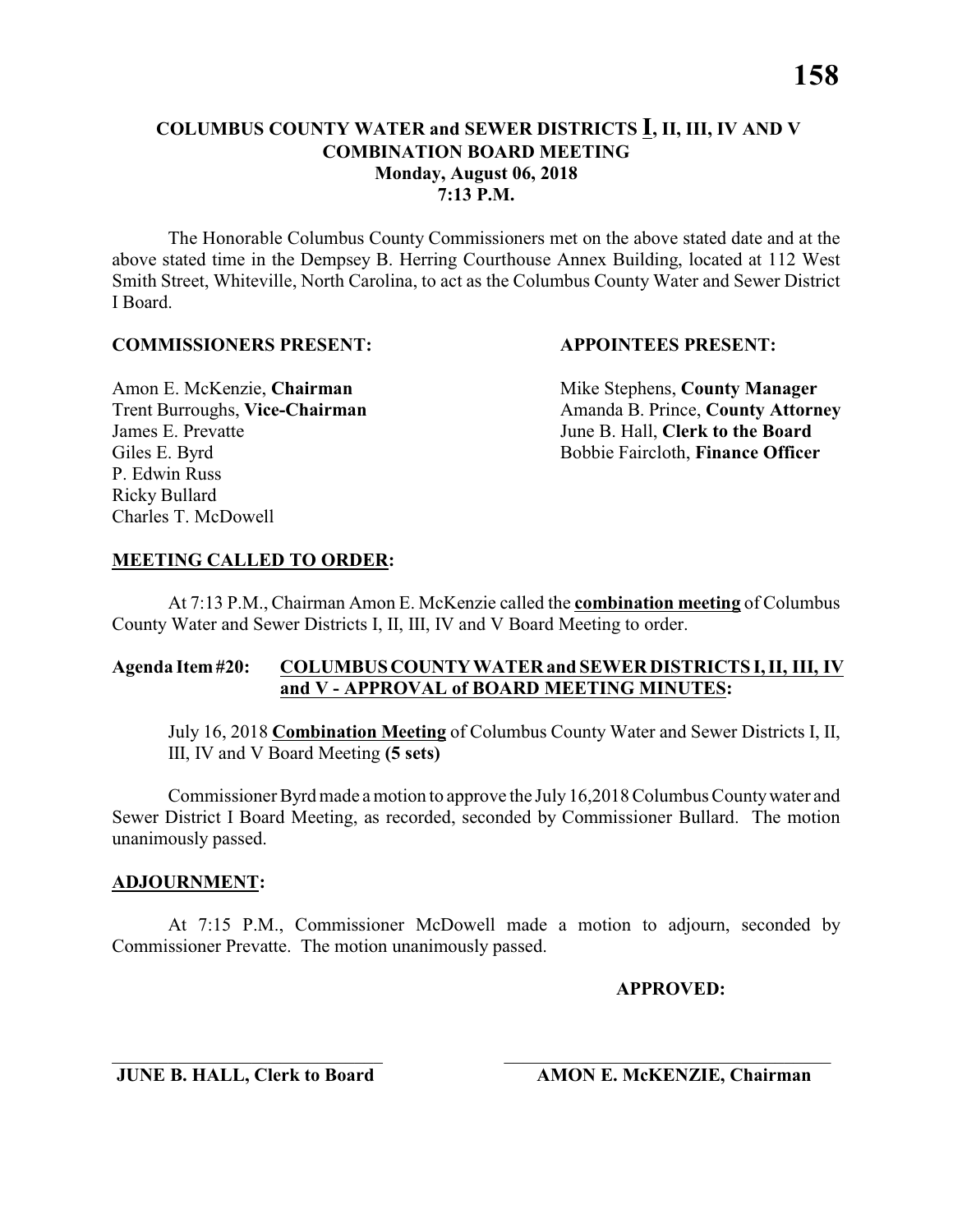# COLUMBUS COUNTY WATER and SEWER DISTRICTS I, II, III, IV AND V COMBINATION BOARD MEETING
## Monday, August 06, 2018
## 7:13 P.M.

The Honorable Columbus County Commissioners met on the above stated date and at the above stated time in the Dempsey B. Herring Courthouse Annex Building, located at 112 West Smith Street, Whiteville, North Carolina, to act as the Columbus County Water and Sewer District I Board.

**COMMISSIONERS PRESENT:**

Amon E. McKenzie, **Chairman**
Trent Burroughs, **Vice-Chairman**
James E. Prevatte
Giles E. Byrd
P. Edwin Russ
Ricky Bullard
Charles T. McDowell

**APPOINTEES PRESENT:**

Mike Stephens, **County Manager**
Amanda B. Prince, **County Attorney**
June B. Hall, **Clerk to the Board**
Bobbie Faircloth, **Finance Officer**

**MEETING CALLED TO ORDER:**

At 7:13 P.M., Chairman Amon E. McKenzie called the **combination meeting** of Columbus County Water and Sewer Districts I, II, III, IV and V Board Meeting to order.

**Agenda Item #20: COLUMBUS COUNTY WATER and SEWER DISTRICTS I, II, III, IV and V - APPROVAL of BOARD MEETING MINUTES:**

July 16, 2018 **Combination Meeting** of Columbus County Water and Sewer Districts I, II, III, IV and V Board Meeting **(5 sets)**

Commissioner Byrd made a motion to approve the July 16,2018 Columbus County water and Sewer District I Board Meeting, as recorded, seconded by Commissioner Bullard. The motion unanimously passed.

**ADJOURNMENT:**

At 7:15 P.M., Commissioner McDowell made a motion to adjourn, seconded by Commissioner Prevatte. The motion unanimously passed.

**APPROVED:**

______________________________
**JUNE B. HALL, Clerk to Board**

______________________________
**AMON E. McKENZIE, Chairman**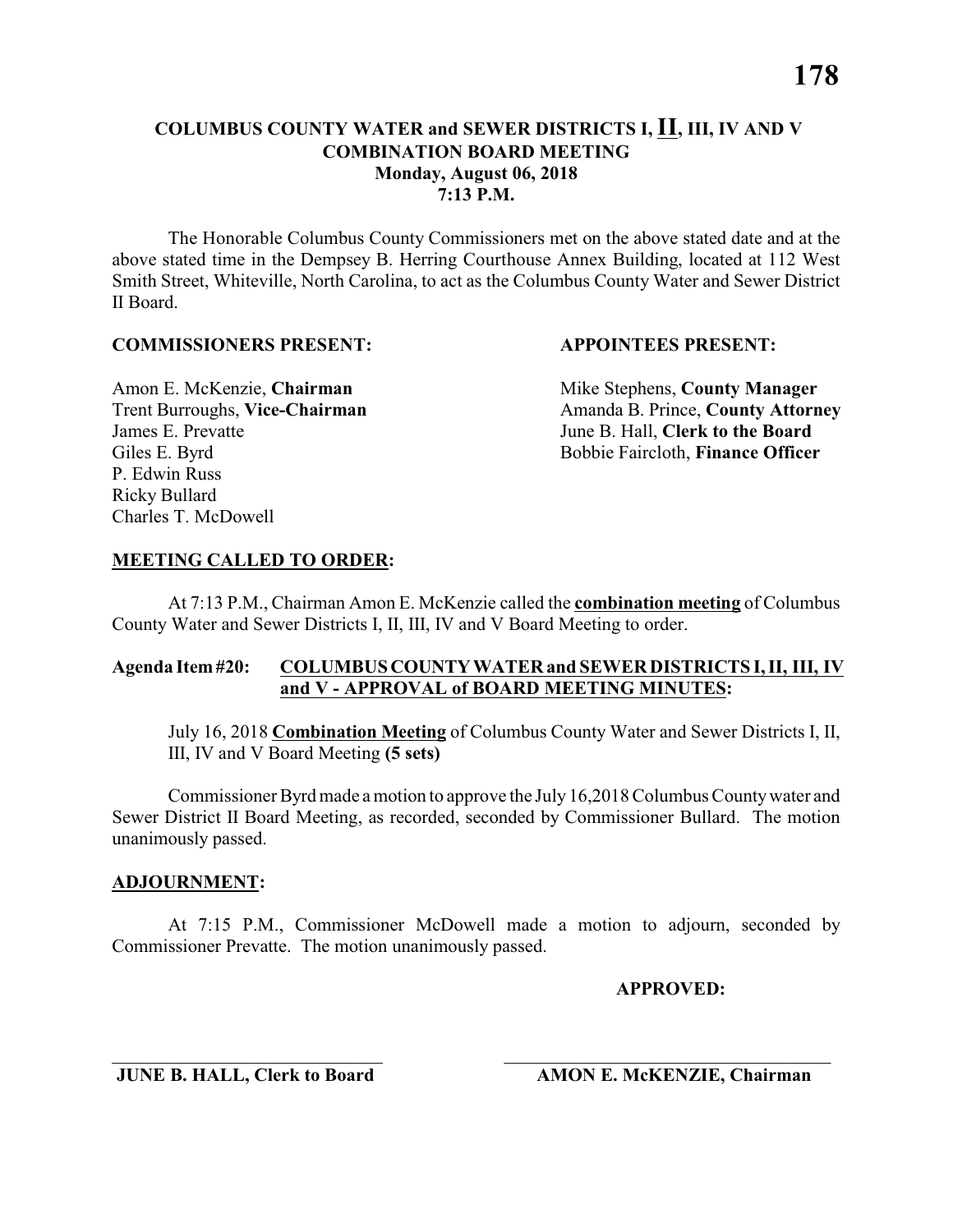# COLUMBUS COUNTY WATER and SEWER DISTRICTS I, II, III, IV AND V
## COMBINATION BOARD MEETING
### Monday, August 06, 2018
### 7:13 P.M.

The Honorable Columbus County Commissioners met on the above stated date and at the above stated time in the Dempsey B. Herring Courthouse Annex Building, located at 112 West Smith Street, Whiteville, North Carolina, to act as the Columbus County Water and Sewer District II Board.

**COMMISSIONERS PRESENT:**

Amon E. McKenzie, **Chairman**
Trent Burroughs, **Vice-Chairman**
James E. Prevatte
Giles E. Byrd
P. Edwin Russ
Ricky Bullard
Charles T. McDowell

**APPOINTEES PRESENT:**

Mike Stephens, **County Manager**
Amanda B. Prince, **County Attorney**
June B. Hall, **Clerk to the Board**
Bobbie Faircloth, **Finance Officer**

**MEETING CALLED TO ORDER:**

At 7:13 P.M., Chairman Amon E. McKenzie called the **combination meeting** of Columbus County Water and Sewer Districts I, II, III, IV and V Board Meeting to order.

**Agenda Item #20: COLUMBUS COUNTY WATER and SEWER DISTRICTS I, II, III, IV and V - APPROVAL of BOARD MEETING MINUTES:**

July 16, 2018 **Combination Meeting** of Columbus County Water and Sewer Districts I, II, III, IV and V Board Meeting **(5 sets)**

Commissioner Byrd made a motion to approve the July 16,2018 Columbus County water and Sewer District II Board Meeting, as recorded, seconded by Commissioner Bullard. The motion unanimously passed.

**ADJOURNMENT:**

At 7:15 P.M., Commissioner McDowell made a motion to adjourn, seconded by Commissioner Prevatte. The motion unanimously passed.

**APPROVED:**

**JUNE B. HALL, Clerk to Board**

**AMON E. McKENZIE, Chairman**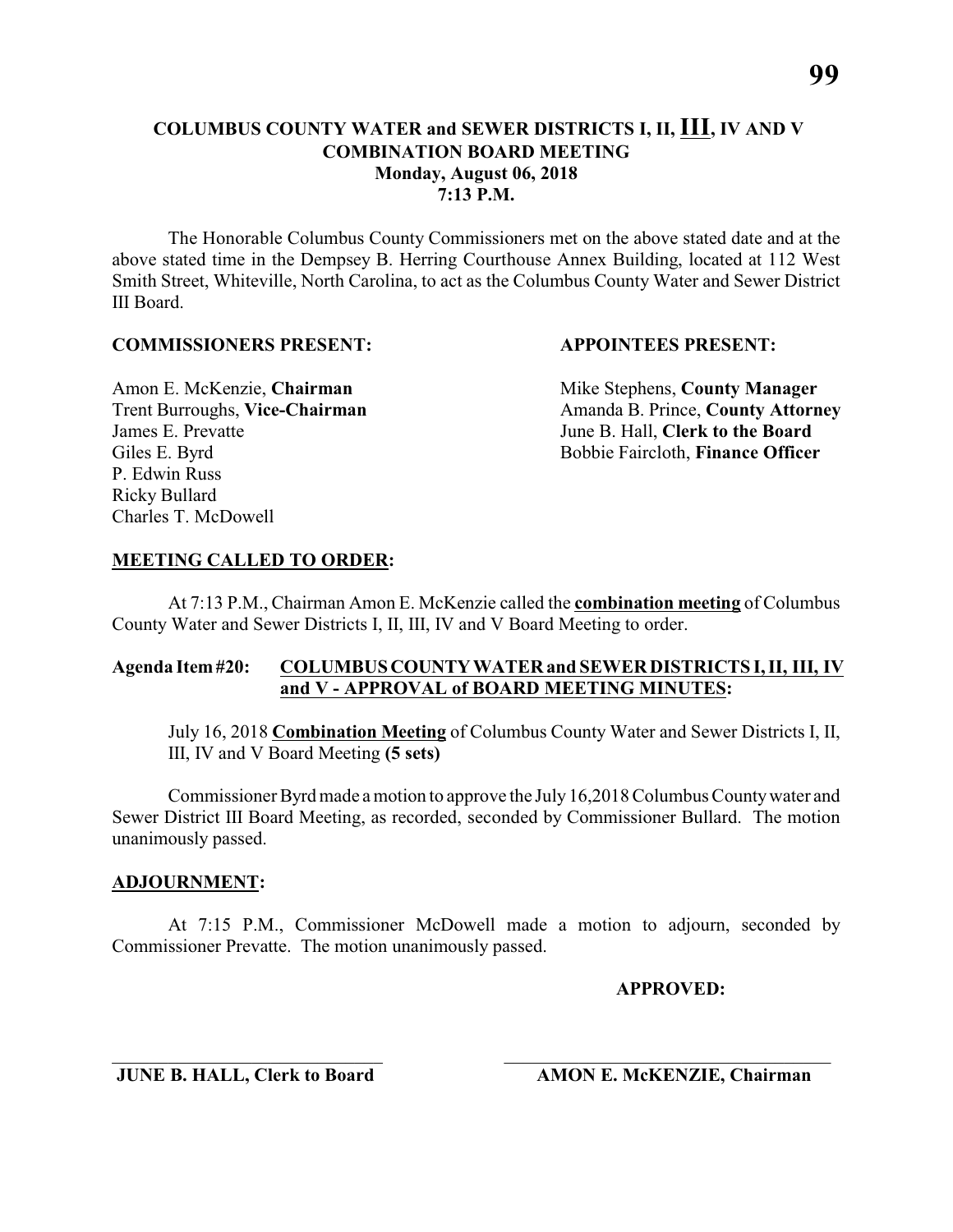# COLUMBUS COUNTY WATER and SEWER DISTRICTS I, II, III, IV AND V COMBINATION BOARD MEETING

**Monday, August 06, 2018**
**7:13 P.M.**

The Honorable Columbus County Commissioners met on the above stated date and at the above stated time in the Dempsey B. Herring Courthouse Annex Building, located at 112 West Smith Street, Whiteville, North Carolina, to act as the Columbus County Water and Sewer District III Board.

**COMMISSIONERS PRESENT:**

Amon E. McKenzie, **Chairman**
Trent Burroughs, **Vice-Chairman**
James E. Prevatte
Giles E. Byrd
P. Edwin Russ
Ricky Bullard
Charles T. McDowell

**APPOINTEES PRESENT:**

Mike Stephens, **County Manager**
Amanda B. Prince, **County Attorney**
June B. Hall, **Clerk to the Board**
Bobbie Faircloth, **Finance Officer**

**MEETING CALLED TO ORDER:**

At 7:13 P.M., Chairman Amon E. McKenzie called the **combination meeting** of Columbus County Water and Sewer Districts I, II, III, IV and V Board Meeting to order.

**Agenda Item #20: COLUMBUS COUNTY WATER and SEWER DISTRICTS I, II, III, IV and V - APPROVAL of BOARD MEETING MINUTES:**

July 16, 2018 **Combination Meeting** of Columbus County Water and Sewer Districts I, II, III, IV and V Board Meeting **(5 sets)**

Commissioner Byrd made a motion to approve the July 16,2018 Columbus County water and Sewer District III Board Meeting, as recorded, seconded by Commissioner Bullard. The motion unanimously passed.

**ADJOURNMENT:**

At 7:15 P.M., Commissioner McDowell made a motion to adjourn, seconded by Commissioner Prevatte. The motion unanimously passed.

**APPROVED:**

______________________________
**JUNE B. HALL, Clerk to Board**

______________________________
**AMON E. McKENZIE, Chairman**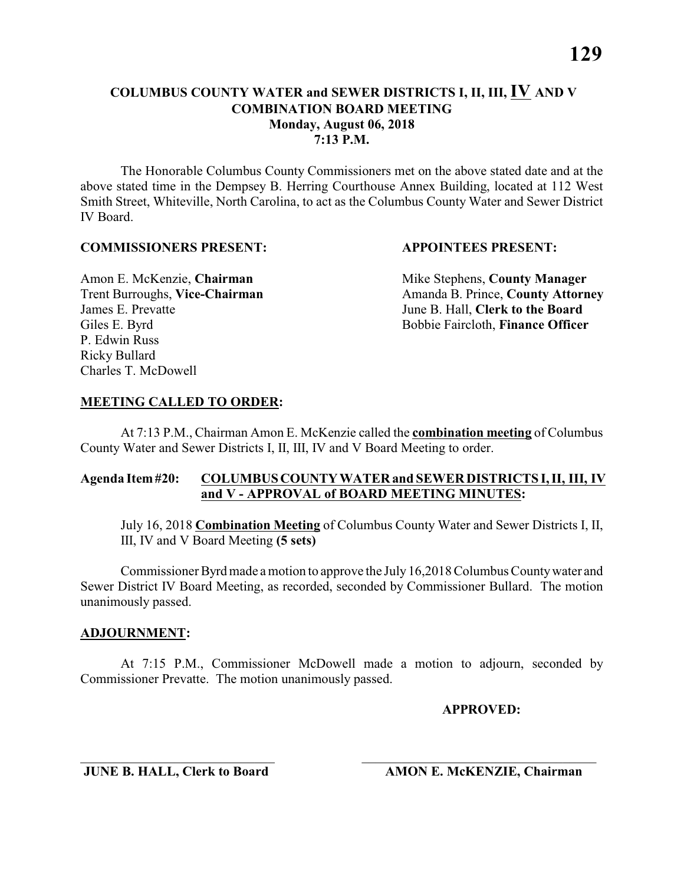# COLUMBUS COUNTY WATER and SEWER DISTRICTS I, II, III, IV AND V COMBINATION BOARD MEETING

**Monday, August 06, 2018**
**7:13 P.M.**

The Honorable Columbus County Commissioners met on the above stated date and at the above stated time in the Dempsey B. Herring Courthouse Annex Building, located at 112 West Smith Street, Whiteville, North Carolina, to act as the Columbus County Water and Sewer District IV Board.

**COMMISSIONERS PRESENT:**

Amon E. McKenzie, **Chairman**
Trent Burroughs, **Vice-Chairman**
James E. Prevatte
Giles E. Byrd
P. Edwin Russ
Ricky Bullard
Charles T. McDowell

**APPOINTEES PRESENT:**

Mike Stephens, **County Manager**
Amanda B. Prince, **County Attorney**
June B. Hall, **Clerk to the Board**
Bobbie Faircloth, **Finance Officer**

**MEETING CALLED TO ORDER:**

At 7:13 P.M., Chairman Amon E. McKenzie called the **combination meeting** of Columbus County Water and Sewer Districts I, II, III, IV and V Board Meeting to order.

**Agenda Item #20: COLUMBUS COUNTY WATER and SEWER DISTRICTS I, II, III, IV and V - APPROVAL of BOARD MEETING MINUTES:**

July 16, 2018 **Combination Meeting** of Columbus County Water and Sewer Districts I, II, III, IV and V Board Meeting **(5 sets)**

Commissioner Byrd made a motion to approve the July 16,2018 Columbus County water and Sewer District IV Board Meeting, as recorded, seconded by Commissioner Bullard. The motion unanimously passed.

**ADJOURNMENT:**

At 7:15 P.M., Commissioner McDowell made a motion to adjourn, seconded by Commissioner Prevatte. The motion unanimously passed.

**APPROVED:**

\_\_\_\_\_\_\_\_\_\_\_\_\_\_\_\_\_\_\_\_\_\_\_\_\_\_\_\_
**JUNE B. HALL, Clerk to Board**

\_\_\_\_\_\_\_\_\_\_\_\_\_\_\_\_\_\_\_\_\_\_\_\_\_\_\_\_
**AMON E. McKENZIE, Chairman**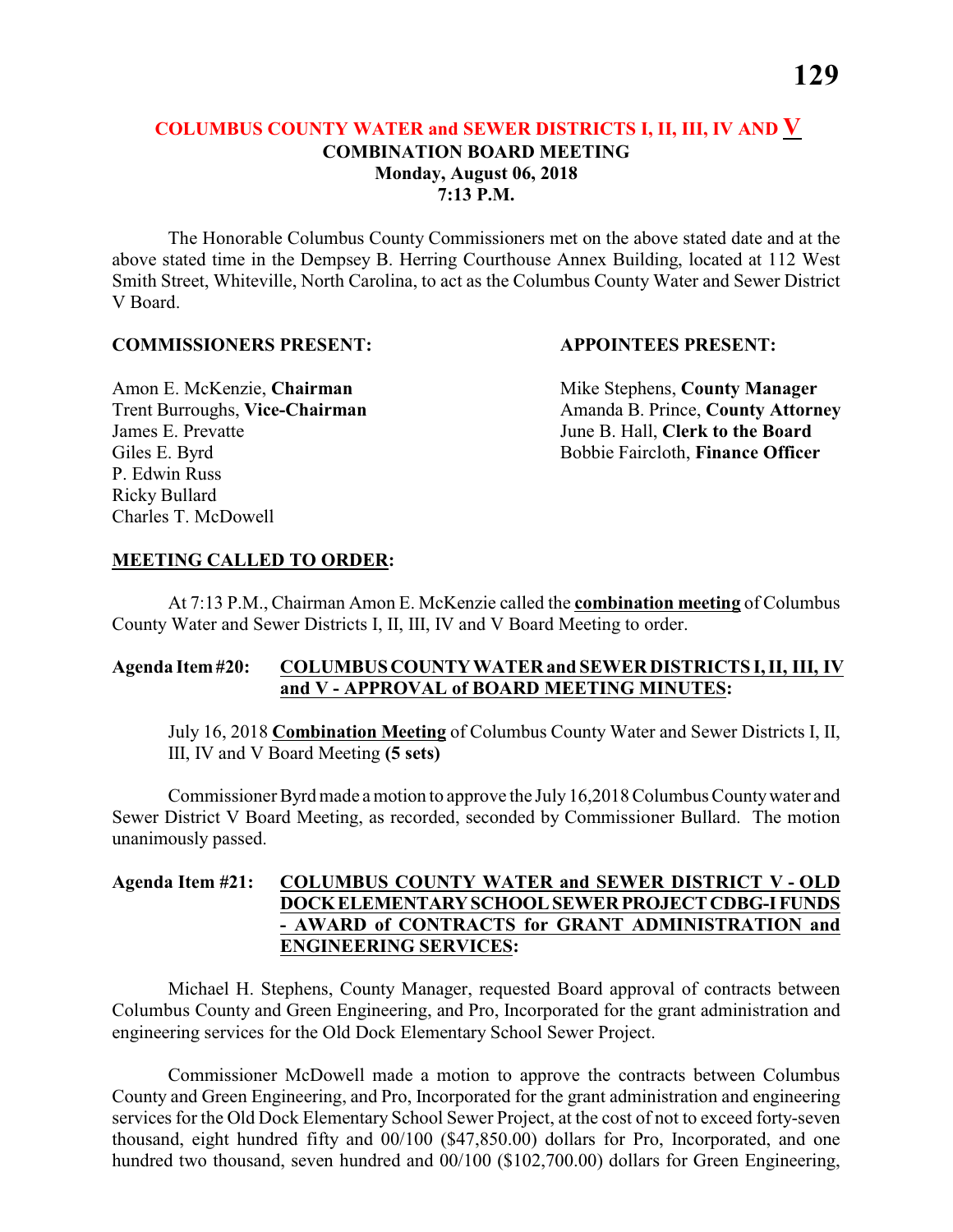## COLUMBUS COUNTY WATER and SEWER DISTRICTS I, II, III, IV AND V
### COMBINATION BOARD MEETING
**Monday, August 06, 2018**
**7:13 P.M.**

The Honorable Columbus County Commissioners met on the above stated date and at the above stated time in the Dempsey B. Herring Courthouse Annex Building, located at 112 West Smith Street, Whiteville, North Carolina, to act as the Columbus County Water and Sewer District V Board.

**COMMISSIONERS PRESENT:**

Amon E. McKenzie, **Chairman**
Trent Burroughs, **Vice-Chairman**
James E. Prevatte
Giles E. Byrd
P. Edwin Russ
Ricky Bullard
Charles T. McDowell

**APPOINTEES PRESENT:**

Mike Stephens, **County Manager**
Amanda B. Prince, **County Attorney**
June B. Hall, **Clerk to the Board**
Bobbie Faircloth, **Finance Officer**

**MEETING CALLED TO ORDER:**

At 7:13 P.M., Chairman Amon E. McKenzie called the **combination meeting** of Columbus County Water and Sewer Districts I, II, III, IV and V Board Meeting to order.

**Agenda Item #20: COLUMBUS COUNTY WATER and SEWER DISTRICTS I, II, III, IV and V - APPROVAL of BOARD MEETING MINUTES:**

July 16, 2018 **Combination Meeting** of Columbus County Water and Sewer Districts I, II, III, IV and V Board Meeting **(5 sets)**

Commissioner Byrd made a motion to approve the July 16,2018 Columbus County water and Sewer District V Board Meeting, as recorded, seconded by Commissioner Bullard. The motion unanimously passed.

**Agenda Item #21: COLUMBUS COUNTY WATER and SEWER DISTRICT V - OLD DOCK ELEMENTARY SCHOOL SEWER PROJECT CDBG-I FUNDS - AWARD of CONTRACTS for GRANT ADMINISTRATION and ENGINEERING SERVICES:**

Michael H. Stephens, County Manager, requested Board approval of contracts between Columbus County and Green Engineering, and Pro, Incorporated for the grant administration and engineering services for the Old Dock Elementary School Sewer Project.

Commissioner McDowell made a motion to approve the contracts between Columbus County and Green Engineering, and Pro, Incorporated for the grant administration and engineering services for the Old Dock Elementary School Sewer Project, at the cost of not to exceed forty-seven thousand, eight hundred fifty and 00/100 ($47,850.00) dollars for Pro, Incorporated, and one hundred two thousand, seven hundred and 00/100 ($102,700.00) dollars for Green Engineering,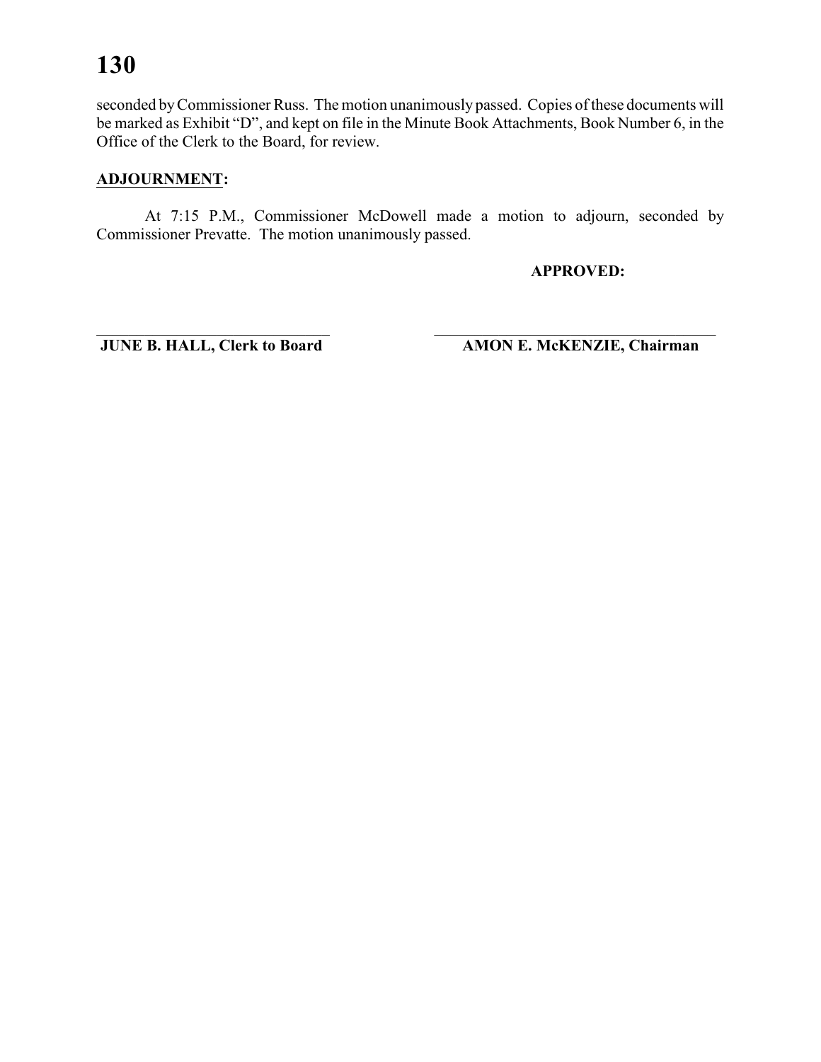seconded by Commissioner Russ. The motion unanimously passed. Copies of these documents will be marked as Exhibit "D", and kept on file in the Minute Book Attachments, Book Number 6, in the Office of the Clerk to the Board, for review.

**ADJOURNMENT:**

At 7:15 P.M., Commissioner McDowell made a motion to adjourn, seconded by Commissioner Prevatte. The motion unanimously passed.

**APPROVED:**

| | |
|---|---|
| _______________________________ | _______________________________ |
| **JUNE B. HALL, Clerk to Board** | **AMON E. McKENZIE, Chairman** |